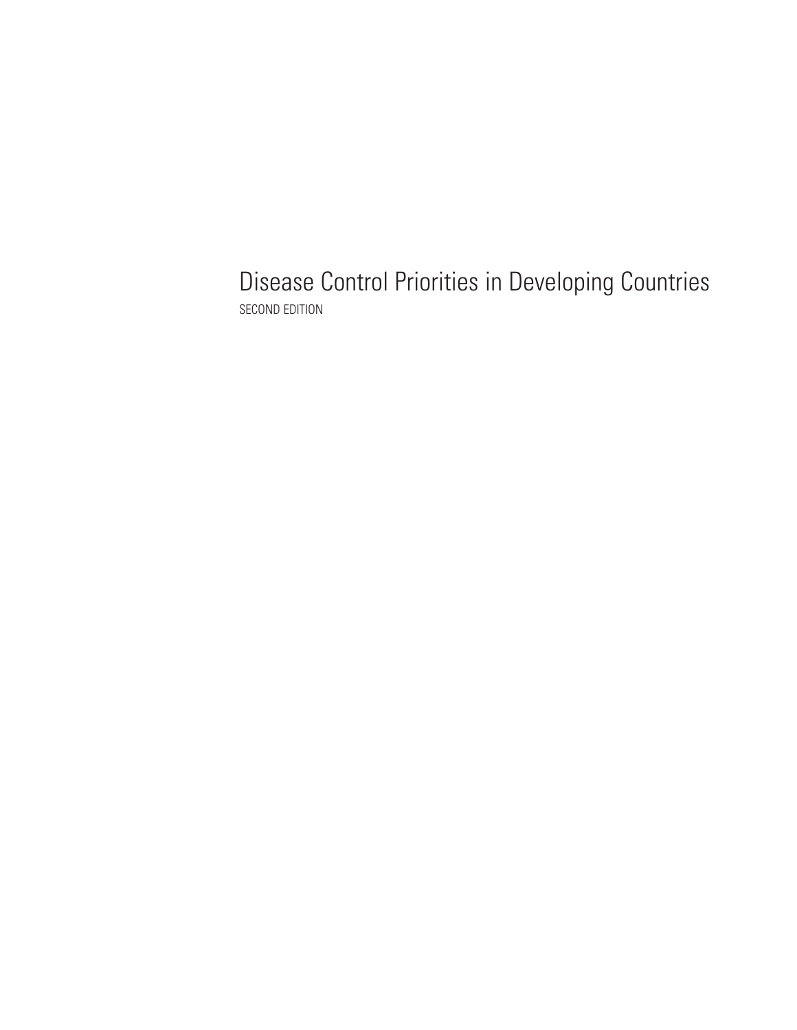# Disease Control Priorities in Developing Countries

SECOND EDITION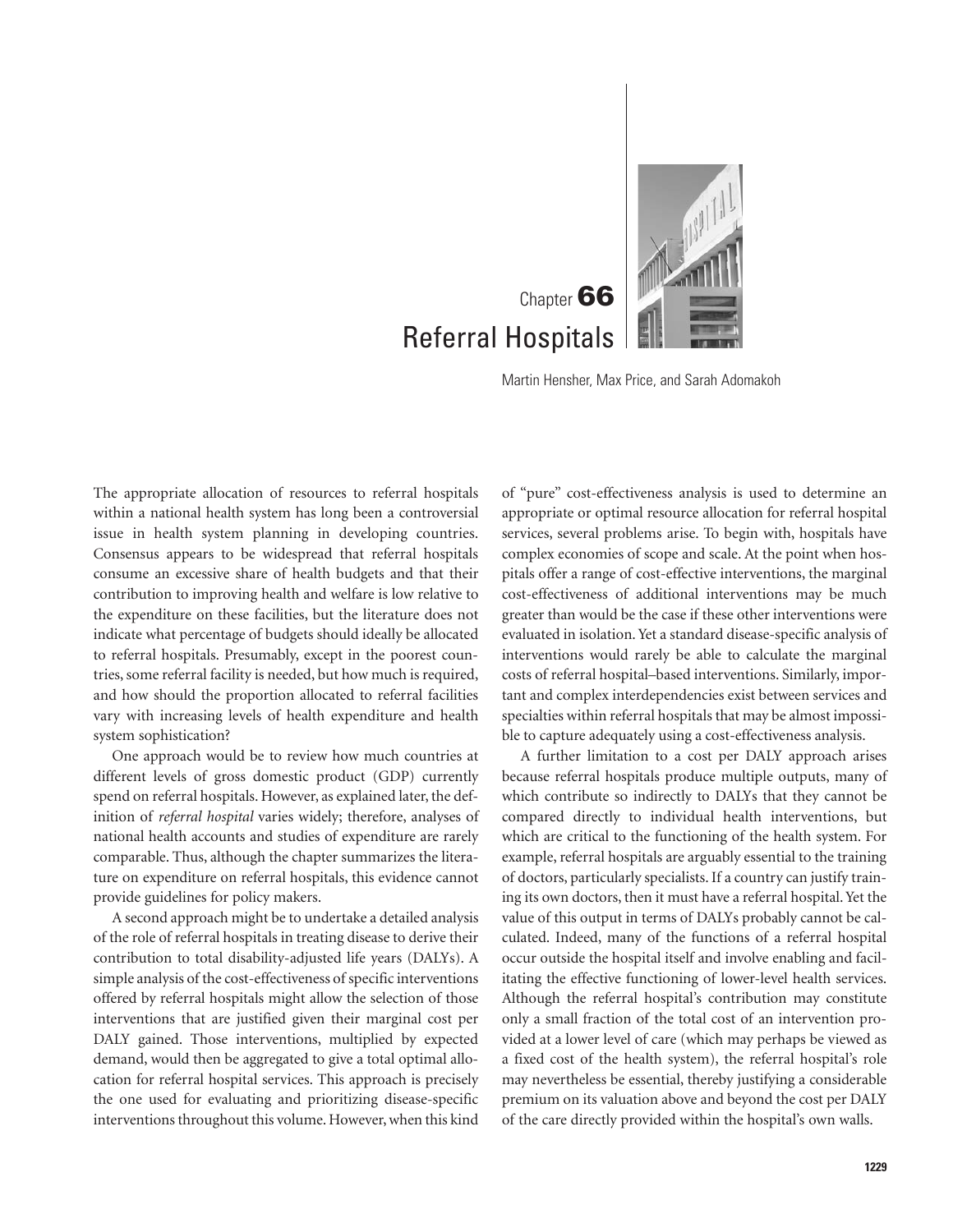# Chapter 66
# Referral Hospitals

Martin Hensher, Max Price, and Sarah Adomakoh

The appropriate allocation of resources to referral hospitals within a national health system has long been a controversial issue in health system planning in developing countries. Consensus appears to be widespread that referral hospitals consume an excessive share of health budgets and that their contribution to improving health and welfare is low relative to the expenditure on these facilities, but the literature does not indicate what percentage of budgets should ideally be allocated to referral hospitals. Presumably, except in the poorest countries, some referral facility is needed, but how much is required, and how should the proportion allocated to referral facilities vary with increasing levels of health expenditure and health system sophistication?

One approach would be to review how much countries at different levels of gross domestic product (GDP) currently spend on referral hospitals. However, as explained later, the definition of *referral hospital* varies widely; therefore, analyses of national health accounts and studies of expenditure are rarely comparable. Thus, although the chapter summarizes the literature on expenditure on referral hospitals, this evidence cannot provide guidelines for policy makers.

A second approach might be to undertake a detailed analysis of the role of referral hospitals in treating disease to derive their contribution to total disability-adjusted life years (DALYs). A simple analysis of the cost-effectiveness of specific interventions offered by referral hospitals might allow the selection of those interventions that are justified given their marginal cost per DALY gained. Those interventions, multiplied by expected demand, would then be aggregated to give a total optimal allocation for referral hospital services. This approach is precisely the one used for evaluating and prioritizing disease-specific interventions throughout this volume. However, when this kind of "pure" cost-effectiveness analysis is used to determine an appropriate or optimal resource allocation for referral hospital services, several problems arise. To begin with, hospitals have complex economies of scope and scale. At the point when hospitals offer a range of cost-effective interventions, the marginal cost-effectiveness of additional interventions may be much greater than would be the case if these other interventions were evaluated in isolation. Yet a standard disease-specific analysis of interventions would rarely be able to calculate the marginal costs of referral hospital–based interventions. Similarly, important and complex interdependencies exist between services and specialties within referral hospitals that may be almost impossible to capture adequately using a cost-effectiveness analysis.

A further limitation to a cost per DALY approach arises because referral hospitals produce multiple outputs, many of which contribute so indirectly to DALYs that they cannot be compared directly to individual health interventions, but which are critical to the functioning of the health system. For example, referral hospitals are arguably essential to the training of doctors, particularly specialists. If a country can justify training its own doctors, then it must have a referral hospital. Yet the value of this output in terms of DALYs probably cannot be calculated. Indeed, many of the functions of a referral hospital occur outside the hospital itself and involve enabling and facilitating the effective functioning of lower-level health services. Although the referral hospital's contribution may constitute only a small fraction of the total cost of an intervention provided at a lower level of care (which may perhaps be viewed as a fixed cost of the health system), the referral hospital's role may nevertheless be essential, thereby justifying a considerable premium on its valuation above and beyond the cost per DALY of the care directly provided within the hospital's own walls.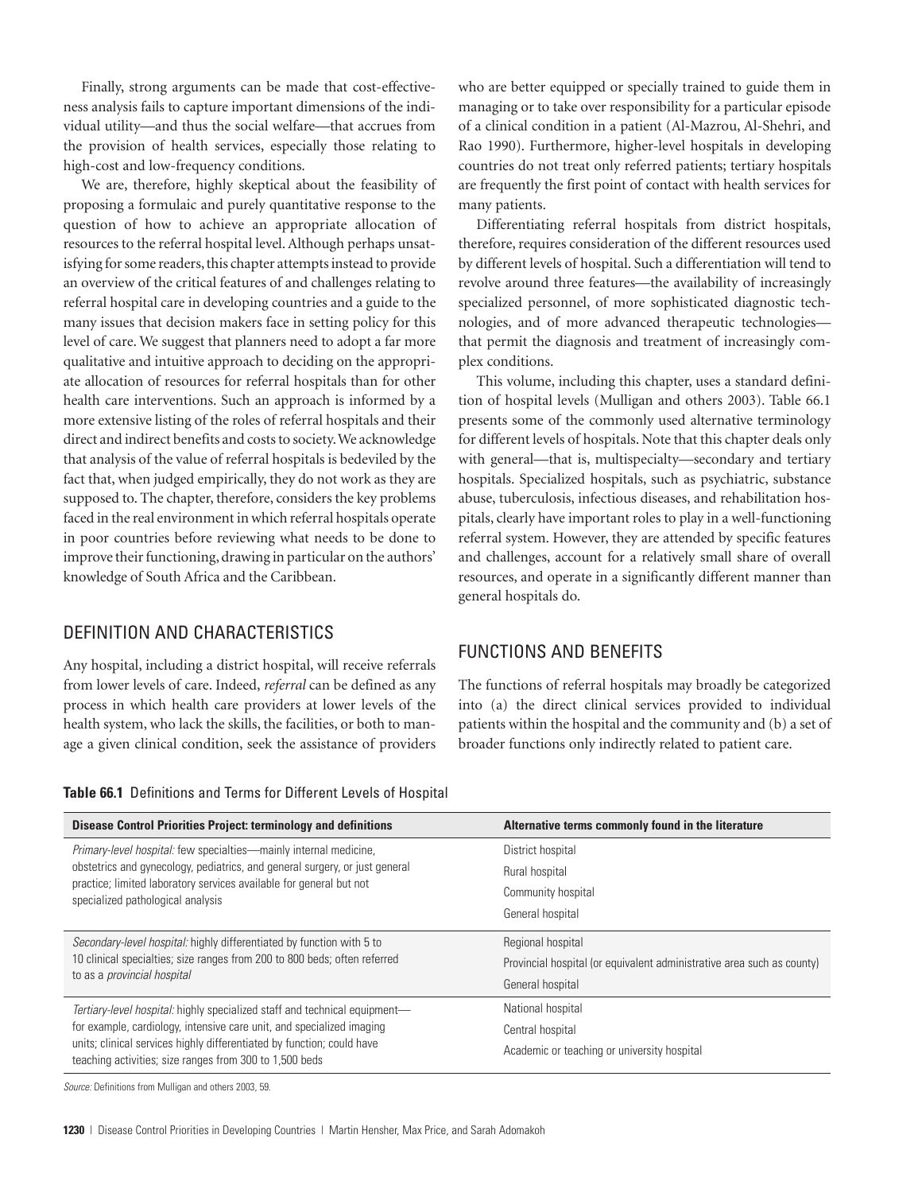Finally, strong arguments can be made that cost-effectiveness analysis fails to capture important dimensions of the individual utility—and thus the social welfare—that accrues from the provision of health services, especially those relating to high-cost and low-frequency conditions.

We are, therefore, highly skeptical about the feasibility of proposing a formulaic and purely quantitative response to the question of how to achieve an appropriate allocation of resources to the referral hospital level. Although perhaps unsatisfying for some readers, this chapter attempts instead to provide an overview of the critical features of and challenges relating to referral hospital care in developing countries and a guide to the many issues that decision makers face in setting policy for this level of care. We suggest that planners need to adopt a far more qualitative and intuitive approach to deciding on the appropriate allocation of resources for referral hospitals than for other health care interventions. Such an approach is informed by a more extensive listing of the roles of referral hospitals and their direct and indirect benefits and costs to society. We acknowledge that analysis of the value of referral hospitals is bedeviled by the fact that, when judged empirically, they do not work as they are supposed to. The chapter, therefore, considers the key problems faced in the real environment in which referral hospitals operate in poor countries before reviewing what needs to be done to improve their functioning, drawing in particular on the authors' knowledge of South Africa and the Caribbean.

## DEFINITION AND CHARACTERISTICS

Any hospital, including a district hospital, will receive referrals from lower levels of care. Indeed, *referral* can be defined as any process in which health care providers at lower levels of the health system, who lack the skills, the facilities, or both to manage a given clinical condition, seek the assistance of providers who are better equipped or specially trained to guide them in managing or to take over responsibility for a particular episode of a clinical condition in a patient (Al-Mazrou, Al-Shehri, and Rao 1990). Furthermore, higher-level hospitals in developing countries do not treat only referred patients; tertiary hospitals are frequently the first point of contact with health services for many patients.

Differentiating referral hospitals from district hospitals, therefore, requires consideration of the different resources used by different levels of hospital. Such a differentiation will tend to revolve around three features—the availability of increasingly specialized personnel, of more sophisticated diagnostic technologies, and of more advanced therapeutic technologies—that permit the diagnosis and treatment of increasingly complex conditions.

This volume, including this chapter, uses a standard definition of hospital levels (Mulligan and others 2003). Table 66.1 presents some of the commonly used alternative terminology for different levels of hospitals. Note that this chapter deals only with general—that is, multispecialty—secondary and tertiary hospitals. Specialized hospitals, such as psychiatric, substance abuse, tuberculosis, infectious diseases, and rehabilitation hospitals, clearly have important roles to play in a well-functioning referral system. However, they are attended by specific features and challenges, account for a relatively small share of overall resources, and operate in a significantly different manner than general hospitals do.

## FUNCTIONS AND BENEFITS

The functions of referral hospitals may broadly be categorized into (a) the direct clinical services provided to individual patients within the hospital and the community and (b) a set of broader functions only indirectly related to patient care.

**Table 66.1** Definitions and Terms for Different Levels of Hospital

| Disease Control Priorities Project: terminology and definitions | Alternative terms commonly found in the literature |
|---|---|
| *Primary-level hospital:* few specialties—mainly internal medicine, obstetrics and gynecology, pediatrics, and general surgery, or just general practice; limited laboratory services available for general but not specialized pathological analysis | District hospital<br>Rural hospital<br>Community hospital<br>General hospital |
| *Secondary-level hospital:* highly differentiated by function with 5 to 10 clinical specialties; size ranges from 200 to 800 beds; often referred to as a *provincial hospital* | Regional hospital<br>Provincial hospital (or equivalent administrative area such as county)<br>General hospital |
| *Tertiary-level hospital:* highly specialized staff and technical equipment—for example, cardiology, intensive care unit, and specialized imaging units; clinical services highly differentiated by function; could have teaching activities; size ranges from 300 to 1,500 beds | National hospital<br>Central hospital<br>Academic or teaching or university hospital |

*Source:* Definitions from Mulligan and others 2003, 59.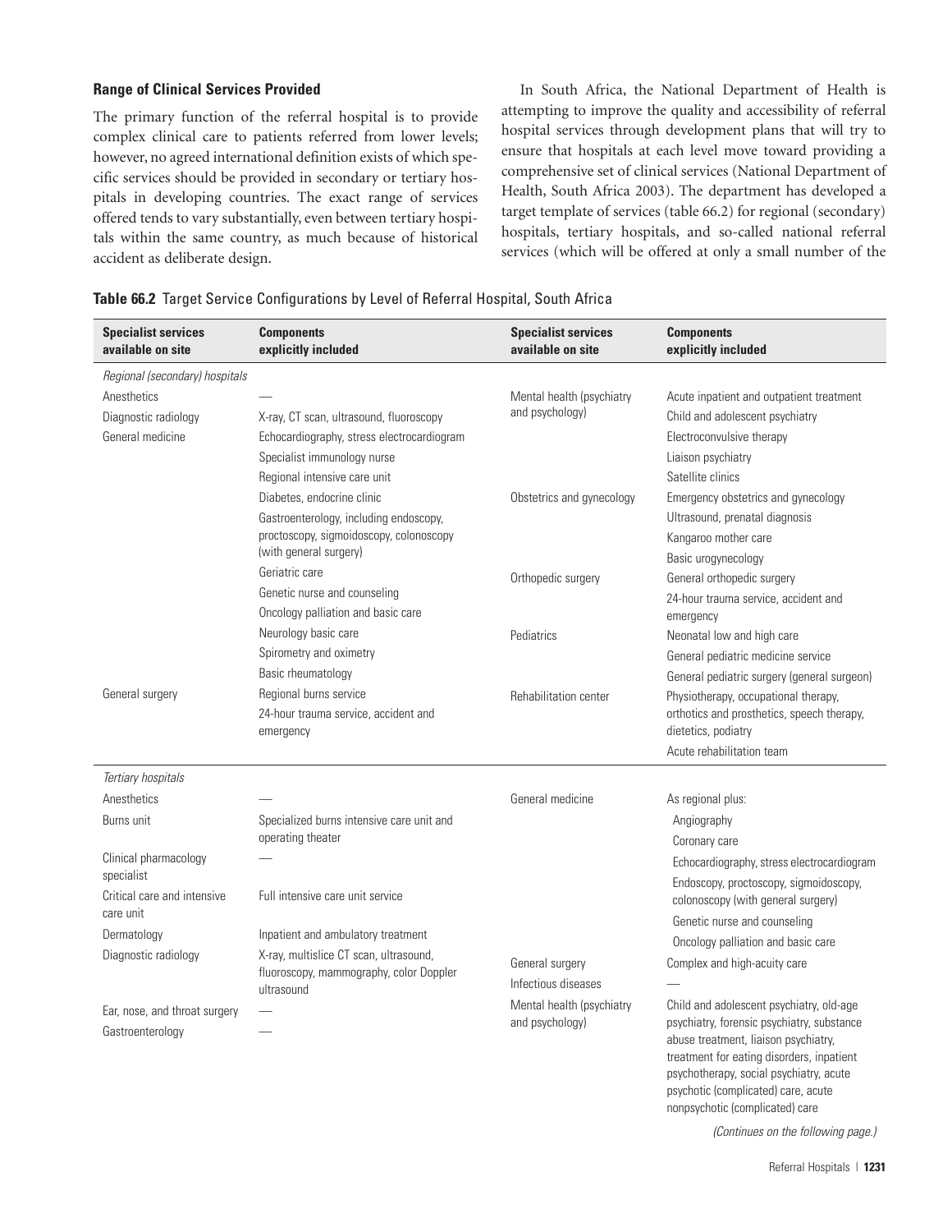### Range of Clinical Services Provided

The primary function of the referral hospital is to provide complex clinical care to patients referred from lower levels; however, no agreed international definition exists of which specific services should be provided in secondary or tertiary hospitals in developing countries. The exact range of services offered tends to vary substantially, even between tertiary hospitals within the same country, as much because of historical accident as deliberate design.

In South Africa, the National Department of Health is attempting to improve the quality and accessibility of referral hospital services through development plans that will try to ensure that hospitals at each level move toward providing a comprehensive set of clinical services (National Department of Health, South Africa 2003). The department has developed a target template of services (table 66.2) for regional (secondary) hospitals, tertiary hospitals, and so-called national referral services (which will be offered at only a small number of the

**Table 66.2** Target Service Configurations by Level of Referral Hospital, South Africa

| Specialist services available on site | Components explicitly included | Specialist services available on site | Components explicitly included |
|---|---|---|---|
| *Regional (secondary) hospitals* | | | |
| Anesthetics | — | Mental health (psychiatry and psychology) | Acute inpatient and outpatient treatment |
| Diagnostic radiology | X-ray, CT scan, ultrasound, fluoroscopy | | Child and adolescent psychiatry |
| General medicine | Echocardiography, stress electrocardiogram | | Electroconvulsive therapy |
| | Specialist immunology nurse | | Liaison psychiatry |
| | Regional intensive care unit | | Satellite clinics |
| | Diabetes, endocrine clinic | Obstetrics and gynecology | Emergency obstetrics and gynecology |
| | Gastroenterology, including endoscopy, proctoscopy, sigmoidoscopy, colonoscopy (with general surgery) | | Ultrasound, prenatal diagnosis |
| | | | Kangaroo mother care |
| | | | Basic urogynecology |
| | Geriatric care | Orthopedic surgery | General orthopedic surgery |
| | Genetic nurse and counseling | | 24-hour trauma service, accident and emergency |
| | Oncology palliation and basic care | | |
| | Neurology basic care | Pediatrics | Neonatal low and high care |
| | Spirometry and oximetry | | General pediatric medicine service |
| | Basic rheumatology | | General pediatric surgery (general surgeon) |
| General surgery | Regional burns service | Rehabilitation center | Physiotherapy, occupational therapy, orthotics and prosthetics, speech therapy, dietetics, podiatry |
| | 24-hour trauma service, accident and emergency | | Acute rehabilitation team |
| *Tertiary hospitals* | | | |
| Anesthetics | — | General medicine | As regional plus: |
| Burns unit | Specialized burns intensive care unit and operating theater | | Angiography |
| | | | Coronary care |
| Clinical pharmacology specialist | — | | Echocardiography, stress electrocardiogram |
| Critical care and intensive care unit | Full intensive care unit service | | Endoscopy, proctoscopy, sigmoidoscopy, colonoscopy (with general surgery) |
| | | | Genetic nurse and counseling |
| Dermatology | Inpatient and ambulatory treatment | | Oncology palliation and basic care |
| Diagnostic radiology | X-ray, multislice CT scan, ultrasound, fluoroscopy, mammography, color Doppler ultrasound | General surgery | Complex and high-acuity care |
| | | Infectious diseases | — |
| Ear, nose, and throat surgery | — | Mental health (psychiatry and psychology) | Child and adolescent psychiatry, old-age psychiatry, forensic psychiatry, substance abuse treatment, liaison psychiatry, treatment for eating disorders, inpatient psychotherapy, social psychiatry, acute psychotic (complicated) care, acute nonpsychotic (complicated) care |
| Gastroenterology | — | | |

*(Continues on the following page.)*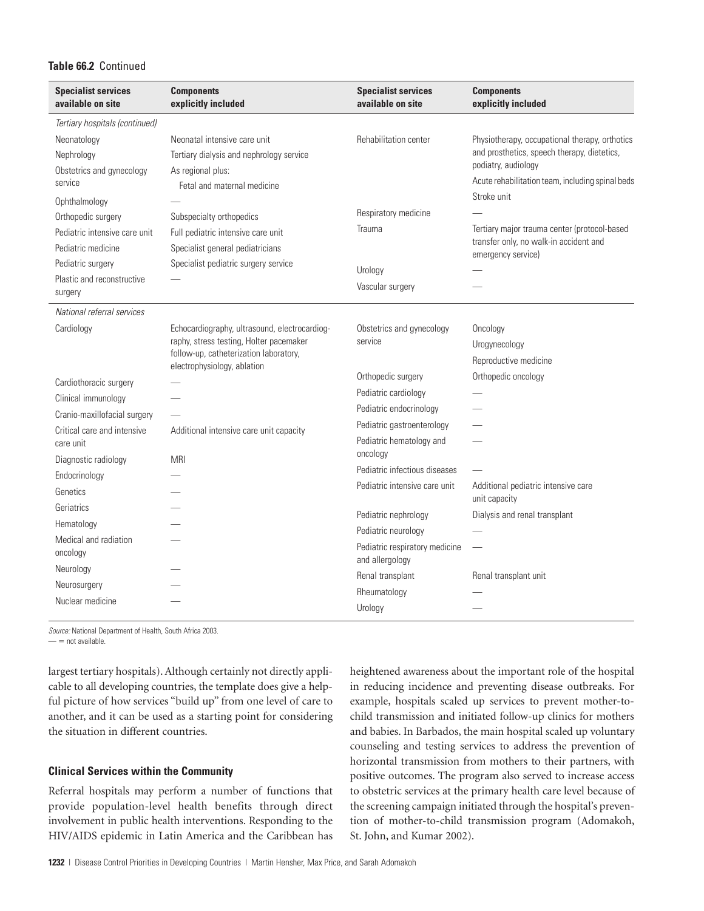**Table 66.2** Continued

| Specialist services available on site | Components explicitly included | Specialist services available on site | Components explicitly included |
|---|---|---|---|
| *Tertiary hospitals (continued)* | | | |
| Neonatology | Neonatal intensive care unit | Rehabilitation center | Physiotherapy, occupational therapy, orthotics and prosthetics, speech therapy, dietetics, podiatry, audiology |
| Nephrology | Tertiary dialysis and nephrology service | | Acute rehabilitation team, including spinal beds |
| Obstetrics and gynecology service | As regional plus: Fetal and maternal medicine | | Stroke unit |
| Ophthalmology | — | Respiratory medicine | — |
| Orthopedic surgery | Subspecialty orthopedics | Trauma | Tertiary major trauma center (protocol-based transfer only, no walk-in accident and emergency service) |
| Pediatric intensive care unit | Full pediatric intensive care unit | | |
| Pediatric medicine | Specialist general pediatricians | | |
| Pediatric surgery | Specialist pediatric surgery service | Urology | — |
| Plastic and reconstructive surgery | — | Vascular surgery | — |
| *National referral services* | | | |
| Cardiology | Echocardiography, ultrasound, electrocardiography, stress testing, Holter pacemaker follow-up, catheterization laboratory, electrophysiology, ablation | Obstetrics and gynecology service | Oncology |
| | | | Urogynecology |
| | | | Reproductive medicine |
| Cardiothoracic surgery | — | Orthopedic surgery | Orthopedic oncology |
| Clinical immunology | — | Pediatric cardiology | — |
| Cranio-maxillofacial surgery | — | Pediatric endocrinology | — |
| Critical care and intensive care unit | Additional intensive care unit capacity | Pediatric gastroenterology | — |
| | | Pediatric hematology and oncology | — |
| Diagnostic radiology | MRI | Pediatric infectious diseases | — |
| Endocrinology | — | Pediatric intensive care unit | Additional pediatric intensive care unit capacity |
| Genetics | — | | |
| Geriatrics | — | Pediatric nephrology | Dialysis and renal transplant |
| Hematology | — | Pediatric neurology | — |
| Medical and radiation oncology | — | Pediatric respiratory medicine and allergology | — |
| Neurology | — | Renal transplant | Renal transplant unit |
| Neurosurgery | — | Rheumatology | — |
| Nuclear medicine | — | Urology | — |

*Source:* National Department of Health, South Africa 2003.
— = not available.

largest tertiary hospitals). Although certainly not directly applicable to all developing countries, the template does give a helpful picture of how services "build up" from one level of care to another, and it can be used as a starting point for considering the situation in different countries.

### Clinical Services within the Community

Referral hospitals may perform a number of functions that provide population-level health benefits through direct involvement in public health interventions. Responding to the HIV/AIDS epidemic in Latin America and the Caribbean has heightened awareness about the important role of the hospital in reducing incidence and preventing disease outbreaks. For example, hospitals scaled up services to prevent mother-to-child transmission and initiated follow-up clinics for mothers and babies. In Barbados, the main hospital scaled up voluntary counseling and testing services to address the prevention of horizontal transmission from mothers to their partners, with positive outcomes. The program also served to increase access to obstetric services at the primary health care level because of the screening campaign initiated through the hospital's prevention of mother-to-child transmission program (Adomakoh, St. John, and Kumar 2002).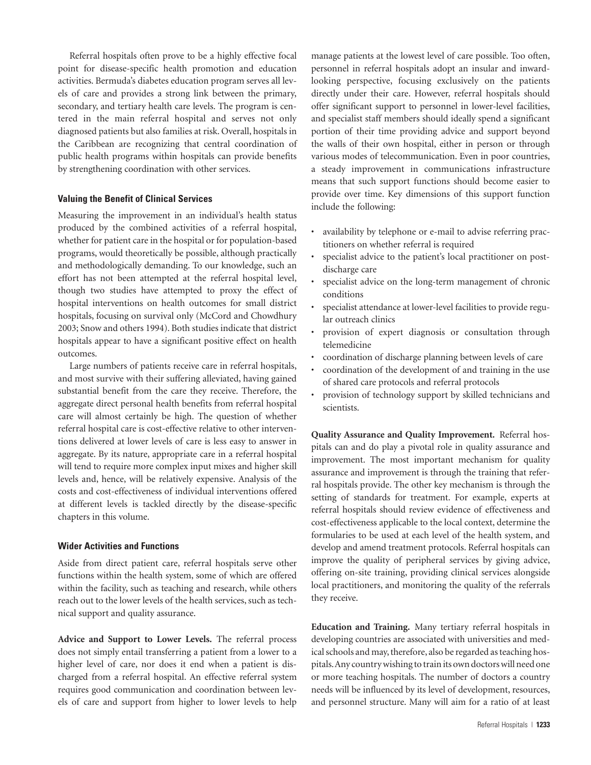Referral hospitals often prove to be a highly effective focal point for disease-specific health promotion and education activities. Bermuda's diabetes education program serves all levels of care and provides a strong link between the primary, secondary, and tertiary health care levels. The program is centered in the main referral hospital and serves not only diagnosed patients but also families at risk. Overall, hospitals in the Caribbean are recognizing that central coordination of public health programs within hospitals can provide benefits by strengthening coordination with other services.

#### Valuing the Benefit of Clinical Services

Measuring the improvement in an individual's health status produced by the combined activities of a referral hospital, whether for patient care in the hospital or for population-based programs, would theoretically be possible, although practically and methodologically demanding. To our knowledge, such an effort has not been attempted at the referral hospital level, though two studies have attempted to proxy the effect of hospital interventions on health outcomes for small district hospitals, focusing on survival only (McCord and Chowdhury 2003; Snow and others 1994). Both studies indicate that district hospitals appear to have a significant positive effect on health outcomes.

Large numbers of patients receive care in referral hospitals, and most survive with their suffering alleviated, having gained substantial benefit from the care they receive. Therefore, the aggregate direct personal health benefits from referral hospital care will almost certainly be high. The question of whether referral hospital care is cost-effective relative to other interventions delivered at lower levels of care is less easy to answer in aggregate. By its nature, appropriate care in a referral hospital will tend to require more complex input mixes and higher skill levels and, hence, will be relatively expensive. Analysis of the costs and cost-effectiveness of individual interventions offered at different levels is tackled directly by the disease-specific chapters in this volume.

#### Wider Activities and Functions

Aside from direct patient care, referral hospitals serve other functions within the health system, some of which are offered within the facility, such as teaching and research, while others reach out to the lower levels of the health services, such as technical support and quality assurance.

**Advice and Support to Lower Levels.** The referral process does not simply entail transferring a patient from a lower to a higher level of care, nor does it end when a patient is discharged from a referral hospital. An effective referral system requires good communication and coordination between levels of care and support from higher to lower levels to help manage patients at the lowest level of care possible. Too often, personnel in referral hospitals adopt an insular and inward-looking perspective, focusing exclusively on the patients directly under their care. However, referral hospitals should offer significant support to personnel in lower-level facilities, and specialist staff members should ideally spend a significant portion of their time providing advice and support beyond the walls of their own hospital, either in person or through various modes of telecommunication. Even in poor countries, a steady improvement in communications infrastructure means that such support functions should become easier to provide over time. Key dimensions of this support function include the following:

- availability by telephone or e-mail to advise referring practitioners on whether referral is required
- specialist advice to the patient's local practitioner on post-discharge care
- specialist advice on the long-term management of chronic conditions
- specialist attendance at lower-level facilities to provide regular outreach clinics
- provision of expert diagnosis or consultation through telemedicine
- coordination of discharge planning between levels of care
- coordination of the development of and training in the use of shared care protocols and referral protocols
- provision of technology support by skilled technicians and scientists.

**Quality Assurance and Quality Improvement.** Referral hospitals can and do play a pivotal role in quality assurance and improvement. The most important mechanism for quality assurance and improvement is through the training that referral hospitals provide. The other key mechanism is through the setting of standards for treatment. For example, experts at referral hospitals should review evidence of effectiveness and cost-effectiveness applicable to the local context, determine the formularies to be used at each level of the health system, and develop and amend treatment protocols. Referral hospitals can improve the quality of peripheral services by giving advice, offering on-site training, providing clinical services alongside local practitioners, and monitoring the quality of the referrals they receive.

**Education and Training.** Many tertiary referral hospitals in developing countries are associated with universities and medical schools and may, therefore, also be regarded as teaching hospitals. Any country wishing to train its own doctors will need one or more teaching hospitals. The number of doctors a country needs will be influenced by its level of development, resources, and personnel structure. Many will aim for a ratio of at least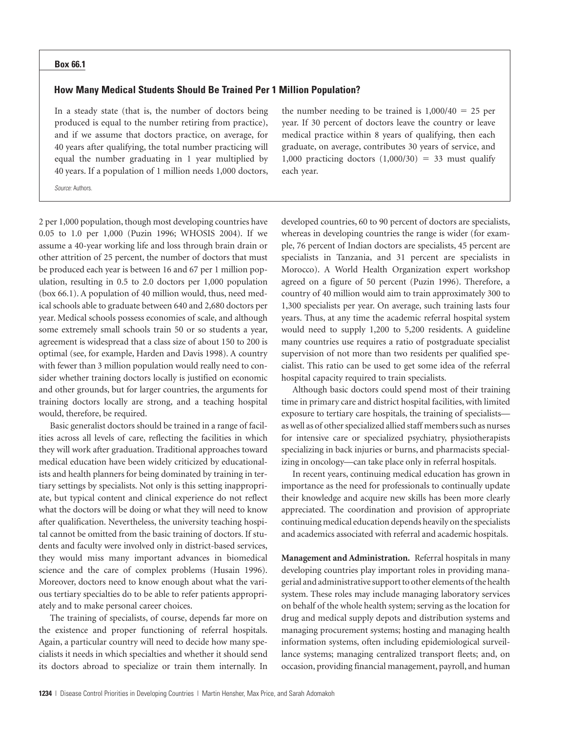**Box 66.1**

### How Many Medical Students Should Be Trained Per 1 Million Population?

In a steady state (that is, the number of doctors being produced is equal to the number retiring from practice), and if we assume that doctors practice, on average, for 40 years after qualifying, the total number practicing will equal the number graduating in 1 year multiplied by 40 years. If a population of 1 million needs 1,000 doctors, the number needing to be trained is $1{,}000/40 = 25$ per year. If 30 percent of doctors leave the country or leave medical practice within 8 years of qualifying, then each graduate, on average, contributes 30 years of service, and 1,000 practicing doctors $(1{,}000/30) = 33$ must qualify each year.

*Source:* Authors.

2 per 1,000 population, though most developing countries have 0.05 to 1.0 per 1,000 (Puzin 1996; WHOSIS 2004). If we assume a 40-year working life and loss through brain drain or other attrition of 25 percent, the number of doctors that must be produced each year is between 16 and 67 per 1 million population, resulting in 0.5 to 2.0 doctors per 1,000 population (box 66.1). A population of 40 million would, thus, need medical schools able to graduate between 640 and 2,680 doctors per year. Medical schools possess economies of scale, and although some extremely small schools train 50 or so students a year, agreement is widespread that a class size of about 150 to 200 is optimal (see, for example, Harden and Davis 1998). A country with fewer than 3 million population would really need to consider whether training doctors locally is justified on economic and other grounds, but for larger countries, the arguments for training doctors locally are strong, and a teaching hospital would, therefore, be required.

Basic generalist doctors should be trained in a range of facilities across all levels of care, reflecting the facilities in which they will work after graduation. Traditional approaches toward medical education have been widely criticized by educationalists and health planners for being dominated by training in tertiary settings by specialists. Not only is this setting inappropriate, but typical content and clinical experience do not reflect what the doctors will be doing or what they will need to know after qualification. Nevertheless, the university teaching hospital cannot be omitted from the basic training of doctors. If students and faculty were involved only in district-based services, they would miss many important advances in biomedical science and the care of complex problems (Husain 1996). Moreover, doctors need to know enough about what the various tertiary specialties do to be able to refer patients appropriately and to make personal career choices.

The training of specialists, of course, depends far more on the existence and proper functioning of referral hospitals. Again, a particular country will need to decide how many specialists it needs in which specialties and whether it should send its doctors abroad to specialize or train them internally. In developed countries, 60 to 90 percent of doctors are specialists, whereas in developing countries the range is wider (for example, 76 percent of Indian doctors are specialists, 45 percent are specialists in Tanzania, and 31 percent are specialists in Morocco). A World Health Organization expert workshop agreed on a figure of 50 percent (Puzin 1996). Therefore, a country of 40 million would aim to train approximately 300 to 1,300 specialists per year. On average, such training lasts four years. Thus, at any time the academic referral hospital system would need to supply 1,200 to 5,200 residents. A guideline many countries use requires a ratio of postgraduate specialist supervision of not more than two residents per qualified specialist. This ratio can be used to get some idea of the referral hospital capacity required to train specialists.

Although basic doctors could spend most of their training time in primary care and district hospital facilities, with limited exposure to tertiary care hospitals, the training of specialists—as well as of other specialized allied staff members such as nurses for intensive care or specialized psychiatry, physiotherapists specializing in back injuries or burns, and pharmacists specializing in oncology—can take place only in referral hospitals.

In recent years, continuing medical education has grown in importance as the need for professionals to continually update their knowledge and acquire new skills has been more clearly appreciated. The coordination and provision of appropriate continuing medical education depends heavily on the specialists and academics associated with referral and academic hospitals.

**Management and Administration.** Referral hospitals in many developing countries play important roles in providing managerial and administrative support to other elements of the health system. These roles may include managing laboratory services on behalf of the whole health system; serving as the location for drug and medical supply depots and distribution systems and managing procurement systems; hosting and managing health information systems, often including epidemiological surveillance systems; managing centralized transport fleets; and, on occasion, providing financial management, payroll, and human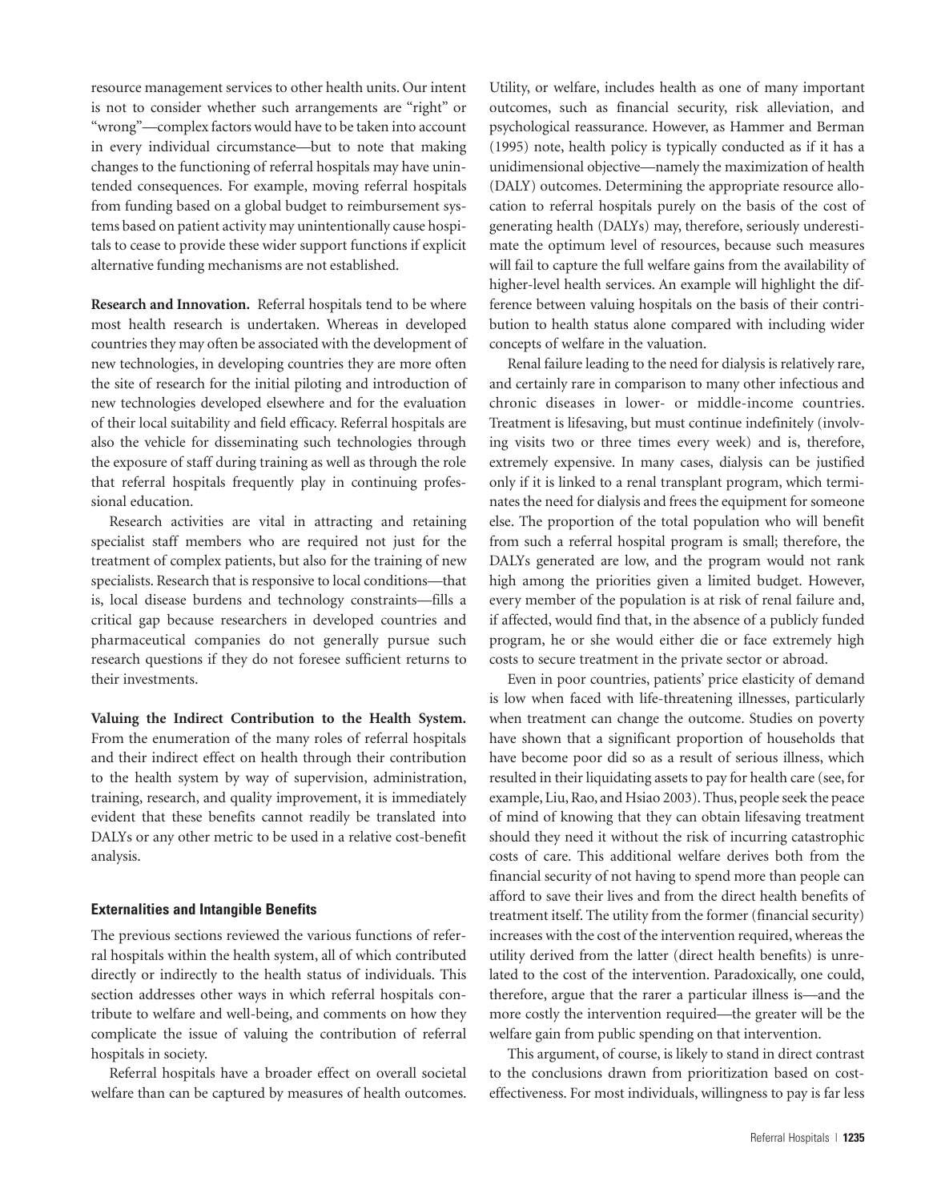resource management services to other health units. Our intent is not to consider whether such arrangements are "right" or "wrong"—complex factors would have to be taken into account in every individual circumstance—but to note that making changes to the functioning of referral hospitals may have unintended consequences. For example, moving referral hospitals from funding based on a global budget to reimbursement systems based on patient activity may unintentionally cause hospitals to cease to provide these wider support functions if explicit alternative funding mechanisms are not established.

**Research and Innovation.** Referral hospitals tend to be where most health research is undertaken. Whereas in developed countries they may often be associated with the development of new technologies, in developing countries they are more often the site of research for the initial piloting and introduction of new technologies developed elsewhere and for the evaluation of their local suitability and field efficacy. Referral hospitals are also the vehicle for disseminating such technologies through the exposure of staff during training as well as through the role that referral hospitals frequently play in continuing professional education.

Research activities are vital in attracting and retaining specialist staff members who are required not just for the treatment of complex patients, but also for the training of new specialists. Research that is responsive to local conditions—that is, local disease burdens and technology constraints—fills a critical gap because researchers in developed countries and pharmaceutical companies do not generally pursue such research questions if they do not foresee sufficient returns to their investments.

**Valuing the Indirect Contribution to the Health System.** From the enumeration of the many roles of referral hospitals and their indirect effect on health through their contribution to the health system by way of supervision, administration, training, research, and quality improvement, it is immediately evident that these benefits cannot readily be translated into DALYs or any other metric to be used in a relative cost-benefit analysis.

### Externalities and Intangible Benefits

The previous sections reviewed the various functions of referral hospitals within the health system, all of which contributed directly or indirectly to the health status of individuals. This section addresses other ways in which referral hospitals contribute to welfare and well-being, and comments on how they complicate the issue of valuing the contribution of referral hospitals in society.

Referral hospitals have a broader effect on overall societal welfare than can be captured by measures of health outcomes. Utility, or welfare, includes health as one of many important outcomes, such as financial security, risk alleviation, and psychological reassurance. However, as Hammer and Berman (1995) note, health policy is typically conducted as if it has a unidimensional objective—namely the maximization of health (DALY) outcomes. Determining the appropriate resource allocation to referral hospitals purely on the basis of the cost of generating health (DALYs) may, therefore, seriously underestimate the optimum level of resources, because such measures will fail to capture the full welfare gains from the availability of higher-level health services. An example will highlight the difference between valuing hospitals on the basis of their contribution to health status alone compared with including wider concepts of welfare in the valuation.

Renal failure leading to the need for dialysis is relatively rare, and certainly rare in comparison to many other infectious and chronic diseases in lower- or middle-income countries. Treatment is lifesaving, but must continue indefinitely (involving visits two or three times every week) and is, therefore, extremely expensive. In many cases, dialysis can be justified only if it is linked to a renal transplant program, which terminates the need for dialysis and frees the equipment for someone else. The proportion of the total population who will benefit from such a referral hospital program is small; therefore, the DALYs generated are low, and the program would not rank high among the priorities given a limited budget. However, every member of the population is at risk of renal failure and, if affected, would find that, in the absence of a publicly funded program, he or she would either die or face extremely high costs to secure treatment in the private sector or abroad.

Even in poor countries, patients' price elasticity of demand is low when faced with life-threatening illnesses, particularly when treatment can change the outcome. Studies on poverty have shown that a significant proportion of households that have become poor did so as a result of serious illness, which resulted in their liquidating assets to pay for health care (see, for example, Liu, Rao, and Hsiao 2003). Thus, people seek the peace of mind of knowing that they can obtain lifesaving treatment should they need it without the risk of incurring catastrophic costs of care. This additional welfare derives both from the financial security of not having to spend more than people can afford to save their lives and from the direct health benefits of treatment itself. The utility from the former (financial security) increases with the cost of the intervention required, whereas the utility derived from the latter (direct health benefits) is unrelated to the cost of the intervention. Paradoxically, one could, therefore, argue that the rarer a particular illness is—and the more costly the intervention required—the greater will be the welfare gain from public spending on that intervention.

This argument, of course, is likely to stand in direct contrast to the conclusions drawn from prioritization based on cost-effectiveness. For most individuals, willingness to pay is far less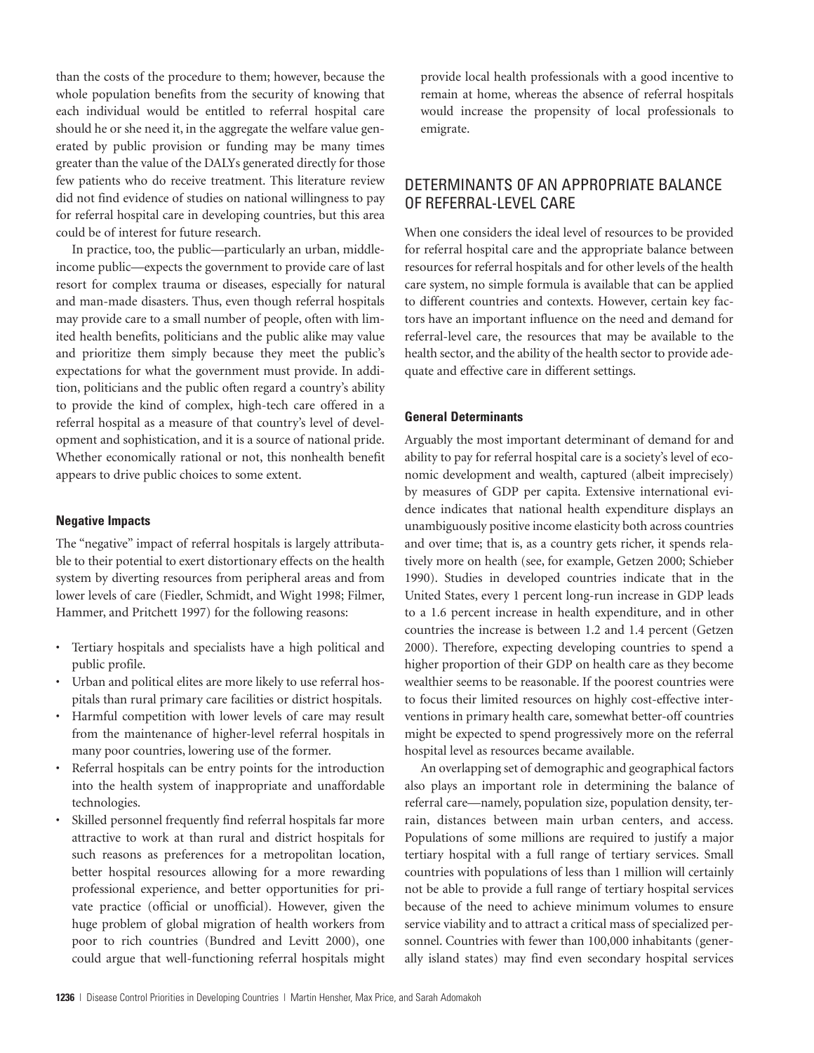than the costs of the procedure to them; however, because the whole population benefits from the security of knowing that each individual would be entitled to referral hospital care should he or she need it, in the aggregate the welfare value generated by public provision or funding may be many times greater than the value of the DALYs generated directly for those few patients who do receive treatment. This literature review did not find evidence of studies on national willingness to pay for referral hospital care in developing countries, but this area could be of interest for future research.

In practice, too, the public—particularly an urban, middle-income public—expects the government to provide care of last resort for complex trauma or diseases, especially for natural and man-made disasters. Thus, even though referral hospitals may provide care to a small number of people, often with limited health benefits, politicians and the public alike may value and prioritize them simply because they meet the public's expectations for what the government must provide. In addition, politicians and the public often regard a country's ability to provide the kind of complex, high-tech care offered in a referral hospital as a measure of that country's level of development and sophistication, and it is a source of national pride. Whether economically rational or not, this nonhealth benefit appears to drive public choices to some extent.

#### Negative Impacts

The "negative" impact of referral hospitals is largely attributable to their potential to exert distortionary effects on the health system by diverting resources from peripheral areas and from lower levels of care (Fiedler, Schmidt, and Wight 1998; Filmer, Hammer, and Pritchett 1997) for the following reasons:

- Tertiary hospitals and specialists have a high political and public profile.
- Urban and political elites are more likely to use referral hospitals than rural primary care facilities or district hospitals.
- Harmful competition with lower levels of care may result from the maintenance of higher-level referral hospitals in many poor countries, lowering use of the former.
- Referral hospitals can be entry points for the introduction into the health system of inappropriate and unaffordable technologies.
- Skilled personnel frequently find referral hospitals far more attractive to work at than rural and district hospitals for such reasons as preferences for a metropolitan location, better hospital resources allowing for a more rewarding professional experience, and better opportunities for private practice (official or unofficial). However, given the huge problem of global migration of health workers from poor to rich countries (Bundred and Levitt 2000), one could argue that well-functioning referral hospitals might provide local health professionals with a good incentive to remain at home, whereas the absence of referral hospitals would increase the propensity of local professionals to emigrate.

## DETERMINANTS OF AN APPROPRIATE BALANCE OF REFERRAL-LEVEL CARE

When one considers the ideal level of resources to be provided for referral hospital care and the appropriate balance between resources for referral hospitals and for other levels of the health care system, no simple formula is available that can be applied to different countries and contexts. However, certain key factors have an important influence on the need and demand for referral-level care, the resources that may be available to the health sector, and the ability of the health sector to provide adequate and effective care in different settings.

#### General Determinants

Arguably the most important determinant of demand for and ability to pay for referral hospital care is a society's level of economic development and wealth, captured (albeit imprecisely) by measures of GDP per capita. Extensive international evidence indicates that national health expenditure displays an unambiguously positive income elasticity both across countries and over time; that is, as a country gets richer, it spends relatively more on health (see, for example, Getzen 2000; Schieber 1990). Studies in developed countries indicate that in the United States, every 1 percent long-run increase in GDP leads to a 1.6 percent increase in health expenditure, and in other countries the increase is between 1.2 and 1.4 percent (Getzen 2000). Therefore, expecting developing countries to spend a higher proportion of their GDP on health care as they become wealthier seems to be reasonable. If the poorest countries were to focus their limited resources on highly cost-effective interventions in primary health care, somewhat better-off countries might be expected to spend progressively more on the referral hospital level as resources became available.

An overlapping set of demographic and geographical factors also plays an important role in determining the balance of referral care—namely, population size, population density, terrain, distances between main urban centers, and access. Populations of some millions are required to justify a major tertiary hospital with a full range of tertiary services. Small countries with populations of less than 1 million will certainly not be able to provide a full range of tertiary hospital services because of the need to achieve minimum volumes to ensure service viability and to attract a critical mass of specialized personnel. Countries with fewer than 100,000 inhabitants (generally island states) may find even secondary hospital services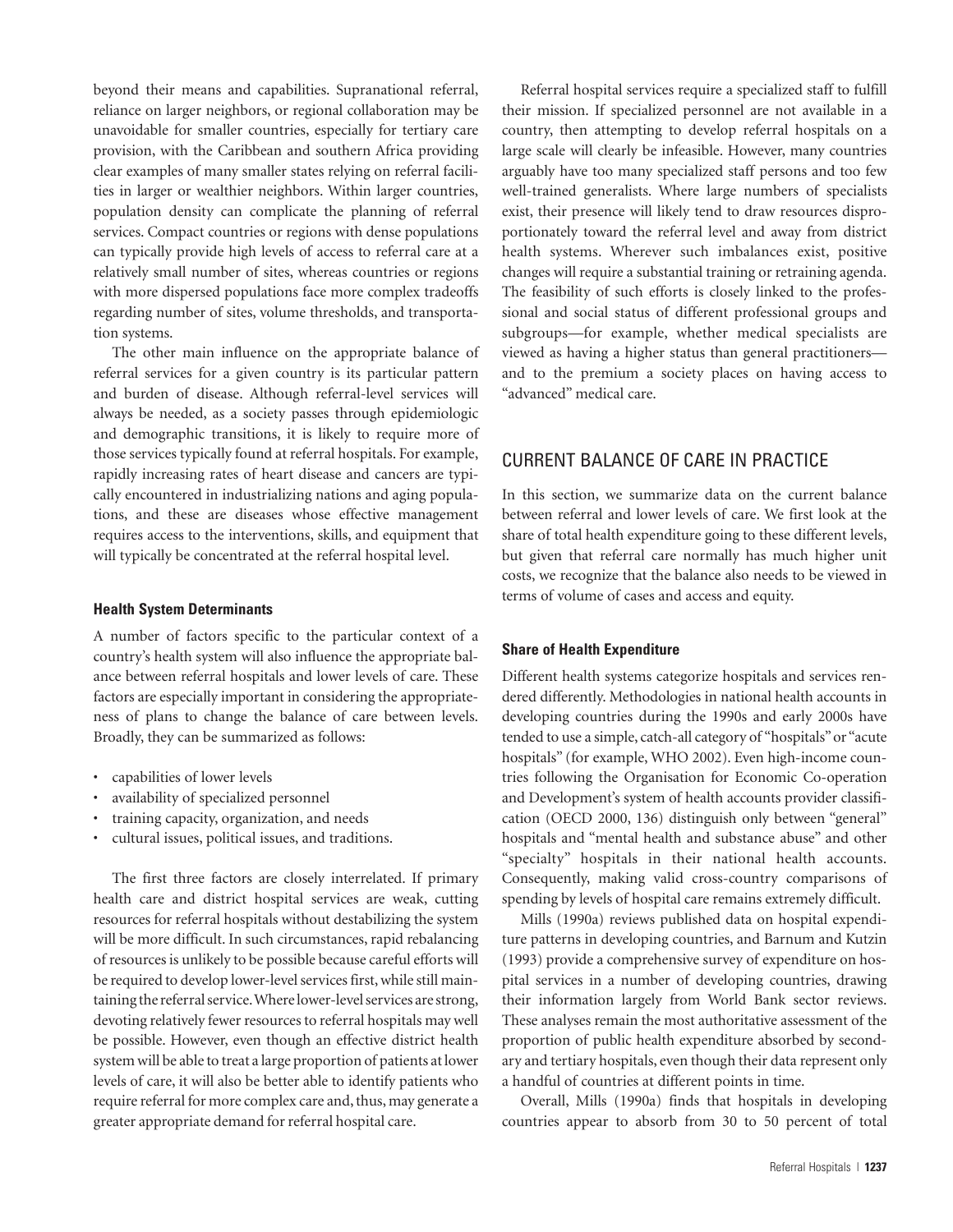beyond their means and capabilities. Supranational referral, reliance on larger neighbors, or regional collaboration may be unavoidable for smaller countries, especially for tertiary care provision, with the Caribbean and southern Africa providing clear examples of many smaller states relying on referral facilities in larger or wealthier neighbors. Within larger countries, population density can complicate the planning of referral services. Compact countries or regions with dense populations can typically provide high levels of access to referral care at a relatively small number of sites, whereas countries or regions with more dispersed populations face more complex tradeoffs regarding number of sites, volume thresholds, and transportation systems.

The other main influence on the appropriate balance of referral services for a given country is its particular pattern and burden of disease. Although referral-level services will always be needed, as a society passes through epidemiologic and demographic transitions, it is likely to require more of those services typically found at referral hospitals. For example, rapidly increasing rates of heart disease and cancers are typically encountered in industrializing nations and aging populations, and these are diseases whose effective management requires access to the interventions, skills, and equipment that will typically be concentrated at the referral hospital level.

### Health System Determinants

A number of factors specific to the particular context of a country's health system will also influence the appropriate balance between referral hospitals and lower levels of care. These factors are especially important in considering the appropriateness of plans to change the balance of care between levels. Broadly, they can be summarized as follows:

- capabilities of lower levels
- availability of specialized personnel
- training capacity, organization, and needs
- cultural issues, political issues, and traditions.

The first three factors are closely interrelated. If primary health care and district hospital services are weak, cutting resources for referral hospitals without destabilizing the system will be more difficult. In such circumstances, rapid rebalancing of resources is unlikely to be possible because careful efforts will be required to develop lower-level services first, while still maintaining the referral service. Where lower-level services are strong, devoting relatively fewer resources to referral hospitals may well be possible. However, even though an effective district health system will be able to treat a large proportion of patients at lower levels of care, it will also be better able to identify patients who require referral for more complex care and, thus, may generate a greater appropriate demand for referral hospital care.

Referral hospital services require a specialized staff to fulfill their mission. If specialized personnel are not available in a country, then attempting to develop referral hospitals on a large scale will clearly be infeasible. However, many countries arguably have too many specialized staff persons and too few well-trained generalists. Where large numbers of specialists exist, their presence will likely tend to draw resources disproportionately toward the referral level and away from district health systems. Wherever such imbalances exist, positive changes will require a substantial training or retraining agenda. The feasibility of such efforts is closely linked to the professional and social status of different professional groups and subgroups—for example, whether medical specialists are viewed as having a higher status than general practitioners—and to the premium a society places on having access to "advanced" medical care.

## CURRENT BALANCE OF CARE IN PRACTICE

In this section, we summarize data on the current balance between referral and lower levels of care. We first look at the share of total health expenditure going to these different levels, but given that referral care normally has much higher unit costs, we recognize that the balance also needs to be viewed in terms of volume of cases and access and equity.

### Share of Health Expenditure

Different health systems categorize hospitals and services rendered differently. Methodologies in national health accounts in developing countries during the 1990s and early 2000s have tended to use a simple, catch-all category of "hospitals" or "acute hospitals" (for example, WHO 2002). Even high-income countries following the Organisation for Economic Co-operation and Development's system of health accounts provider classification (OECD 2000, 136) distinguish only between "general" hospitals and "mental health and substance abuse" and other "specialty" hospitals in their national health accounts. Consequently, making valid cross-country comparisons of spending by levels of hospital care remains extremely difficult.

Mills (1990a) reviews published data on hospital expenditure patterns in developing countries, and Barnum and Kutzin (1993) provide a comprehensive survey of expenditure on hospital services in a number of developing countries, drawing their information largely from World Bank sector reviews. These analyses remain the most authoritative assessment of the proportion of public health expenditure absorbed by secondary and tertiary hospitals, even though their data represent only a handful of countries at different points in time.

Overall, Mills (1990a) finds that hospitals in developing countries appear to absorb from 30 to 50 percent of total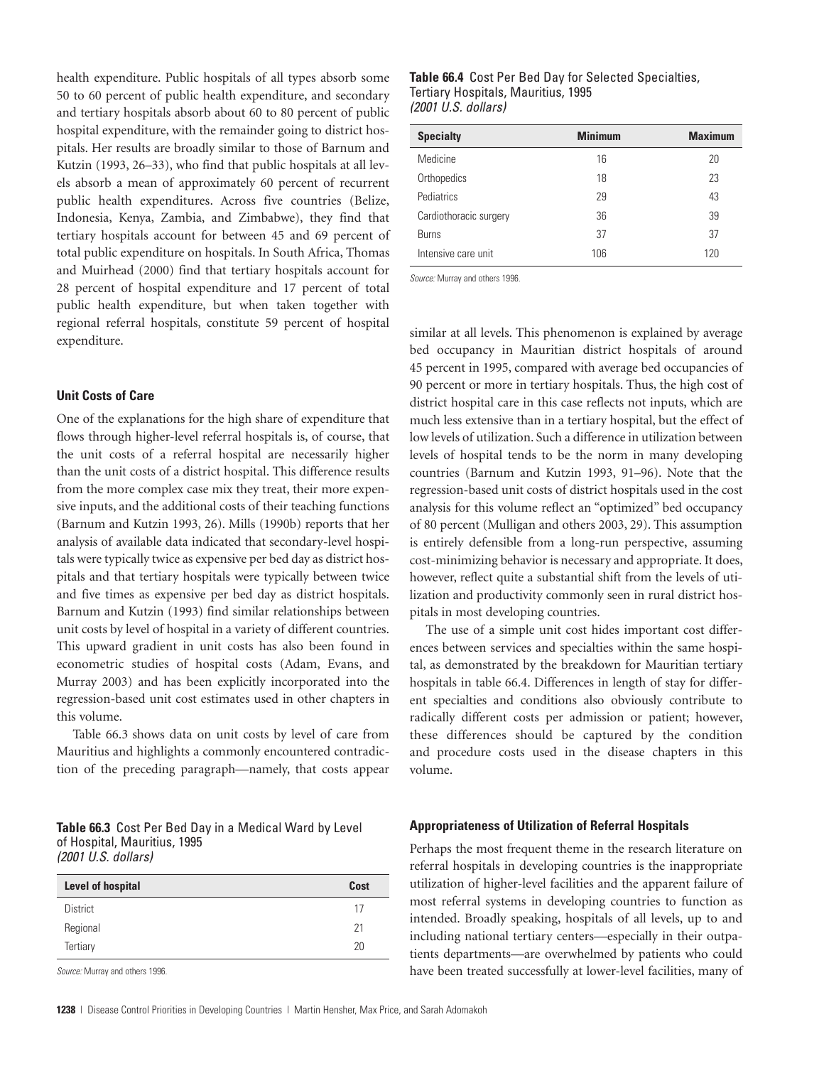health expenditure. Public hospitals of all types absorb some 50 to 60 percent of public health expenditure, and secondary and tertiary hospitals absorb about 60 to 80 percent of public hospital expenditure, with the remainder going to district hospitals. Her results are broadly similar to those of Barnum and Kutzin (1993, 26–33), who find that public hospitals at all levels absorb a mean of approximately 60 percent of recurrent public health expenditures. Across five countries (Belize, Indonesia, Kenya, Zambia, and Zimbabwe), they find that tertiary hospitals account for between 45 and 69 percent of total public expenditure on hospitals. In South Africa, Thomas and Muirhead (2000) find that tertiary hospitals account for 28 percent of hospital expenditure and 17 percent of total public health expenditure, but when taken together with regional referral hospitals, constitute 59 percent of hospital expenditure.

### Unit Costs of Care

One of the explanations for the high share of expenditure that flows through higher-level referral hospitals is, of course, that the unit costs of a referral hospital are necessarily higher than the unit costs of a district hospital. This difference results from the more complex case mix they treat, their more expensive inputs, and the additional costs of their teaching functions (Barnum and Kutzin 1993, 26). Mills (1990b) reports that her analysis of available data indicated that secondary-level hospitals were typically twice as expensive per bed day as district hospitals and that tertiary hospitals were typically between twice and five times as expensive per bed day as district hospitals. Barnum and Kutzin (1993) find similar relationships between unit costs by level of hospital in a variety of different countries. This upward gradient in unit costs has also been found in econometric studies of hospital costs (Adam, Evans, and Murray 2003) and has been explicitly incorporated into the regression-based unit cost estimates used in other chapters in this volume.

Table 66.3 shows data on unit costs by level of care from Mauritius and highlights a commonly encountered contradiction of the preceding paragraph—namely, that costs appear similar at all levels. This phenomenon is explained by average bed occupancy in Mauritian district hospitals of around 45 percent in 1995, compared with average bed occupancies of 90 percent or more in tertiary hospitals. Thus, the high cost of district hospital care in this case reflects not inputs, which are much less extensive than in a tertiary hospital, but the effect of low levels of utilization. Such a difference in utilization between levels of hospital tends to be the norm in many developing countries (Barnum and Kutzin 1993, 91–96). Note that the regression-based unit costs of district hospitals used in the cost analysis for this volume reflect an "optimized" bed occupancy of 80 percent (Mulligan and others 2003, 29). This assumption is entirely defensible from a long-run perspective, assuming cost-minimizing behavior is necessary and appropriate. It does, however, reflect quite a substantial shift from the levels of utilization and productivity commonly seen in rural district hospitals in most developing countries.

**Table 66.3** Cost Per Bed Day in a Medical Ward by Level of Hospital, Mauritius, 1995
*(2001 U.S. dollars)*

| Level of hospital | Cost |
|---|---|
| District | 17 |
| Regional | 21 |
| Tertiary | 20 |

*Source:* Murray and others 1996.

The use of a simple unit cost hides important cost differences between services and specialties within the same hospital, as demonstrated by the breakdown for Mauritian tertiary hospitals in table 66.4. Differences in length of stay for different specialties and conditions also obviously contribute to radically different costs per admission or patient; however, these differences should be captured by the condition and procedure costs used in the disease chapters in this volume.

**Table 66.4** Cost Per Bed Day for Selected Specialties, Tertiary Hospitals, Mauritius, 1995
*(2001 U.S. dollars)*

| Specialty | Minimum | Maximum |
|---|---|---|
| Medicine | 16 | 20 |
| Orthopedics | 18 | 23 |
| Pediatrics | 29 | 43 |
| Cardiothoracic surgery | 36 | 39 |
| Burns | 37 | 37 |
| Intensive care unit | 106 | 120 |

*Source:* Murray and others 1996.

### Appropriateness of Utilization of Referral Hospitals

Perhaps the most frequent theme in the research literature on referral hospitals in developing countries is the inappropriate utilization of higher-level facilities and the apparent failure of most referral systems in developing countries to function as intended. Broadly speaking, hospitals of all levels, up to and including national tertiary centers—especially in their outpatients departments—are overwhelmed by patients who could have been treated successfully at lower-level facilities, many of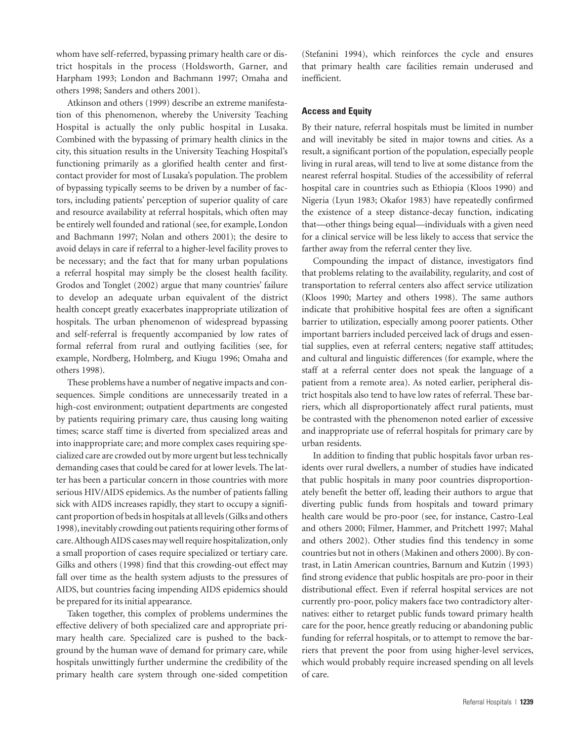whom have self-referred, bypassing primary health care or district hospitals in the process (Holdsworth, Garner, and Harpham 1993; London and Bachmann 1997; Omaha and others 1998; Sanders and others 2001).

Atkinson and others (1999) describe an extreme manifestation of this phenomenon, whereby the University Teaching Hospital is actually the only public hospital in Lusaka. Combined with the bypassing of primary health clinics in the city, this situation results in the University Teaching Hospital's functioning primarily as a glorified health center and first-contact provider for most of Lusaka's population. The problem of bypassing typically seems to be driven by a number of factors, including patients' perception of superior quality of care and resource availability at referral hospitals, which often may be entirely well founded and rational (see, for example, London and Bachmann 1997; Nolan and others 2001); the desire to avoid delays in care if referral to a higher-level facility proves to be necessary; and the fact that for many urban populations a referral hospital may simply be the closest health facility. Grodos and Tonglet (2002) argue that many countries' failure to develop an adequate urban equivalent of the district health concept greatly exacerbates inappropriate utilization of hospitals. The urban phenomenon of widespread bypassing and self-referral is frequently accompanied by low rates of formal referral from rural and outlying facilities (see, for example, Nordberg, Holmberg, and Kiugu 1996; Omaha and others 1998).

These problems have a number of negative impacts and consequences. Simple conditions are unnecessarily treated in a high-cost environment; outpatient departments are congested by patients requiring primary care, thus causing long waiting times; scarce staff time is diverted from specialized areas and into inappropriate care; and more complex cases requiring specialized care are crowded out by more urgent but less technically demanding cases that could be cared for at lower levels. The latter has been a particular concern in those countries with more serious HIV/AIDS epidemics. As the number of patients falling sick with AIDS increases rapidly, they start to occupy a significant proportion of beds in hospitals at all levels (Gilks and others 1998), inevitably crowding out patients requiring other forms of care. Although AIDS cases may well require hospitalization, only a small proportion of cases require specialized or tertiary care. Gilks and others (1998) find that this crowding-out effect may fall over time as the health system adjusts to the pressures of AIDS, but countries facing impending AIDS epidemics should be prepared for its initial appearance.

Taken together, this complex of problems undermines the effective delivery of both specialized care and appropriate primary health care. Specialized care is pushed to the background by the human wave of demand for primary care, while hospitals unwittingly further undermine the credibility of the primary health care system through one-sided competition (Stefanini 1994), which reinforces the cycle and ensures that primary health care facilities remain underused and inefficient.

### Access and Equity

By their nature, referral hospitals must be limited in number and will inevitably be sited in major towns and cities. As a result, a significant portion of the population, especially people living in rural areas, will tend to live at some distance from the nearest referral hospital. Studies of the accessibility of referral hospital care in countries such as Ethiopia (Kloos 1990) and Nigeria (Lyun 1983; Okafor 1983) have repeatedly confirmed the existence of a steep distance-decay function, indicating that—other things being equal—individuals with a given need for a clinical service will be less likely to access that service the farther away from the referral center they live.

Compounding the impact of distance, investigators find that problems relating to the availability, regularity, and cost of transportation to referral centers also affect service utilization (Kloos 1990; Martey and others 1998). The same authors indicate that prohibitive hospital fees are often a significant barrier to utilization, especially among poorer patients. Other important barriers included perceived lack of drugs and essential supplies, even at referral centers; negative staff attitudes; and cultural and linguistic differences (for example, where the staff at a referral center does not speak the language of a patient from a remote area). As noted earlier, peripheral district hospitals also tend to have low rates of referral. These barriers, which all disproportionately affect rural patients, must be contrasted with the phenomenon noted earlier of excessive and inappropriate use of referral hospitals for primary care by urban residents.

In addition to finding that public hospitals favor urban residents over rural dwellers, a number of studies have indicated that public hospitals in many poor countries disproportionately benefit the better off, leading their authors to argue that diverting public funds from hospitals and toward primary health care would be pro-poor (see, for instance, Castro-Leal and others 2000; Filmer, Hammer, and Pritchett 1997; Mahal and others 2002). Other studies find this tendency in some countries but not in others (Makinen and others 2000). By contrast, in Latin American countries, Barnum and Kutzin (1993) find strong evidence that public hospitals are pro-poor in their distributional effect. Even if referral hospital services are not currently pro-poor, policy makers face two contradictory alternatives: either to retarget public funds toward primary health care for the poor, hence greatly reducing or abandoning public funding for referral hospitals, or to attempt to remove the barriers that prevent the poor from using higher-level services, which would probably require increased spending on all levels of care.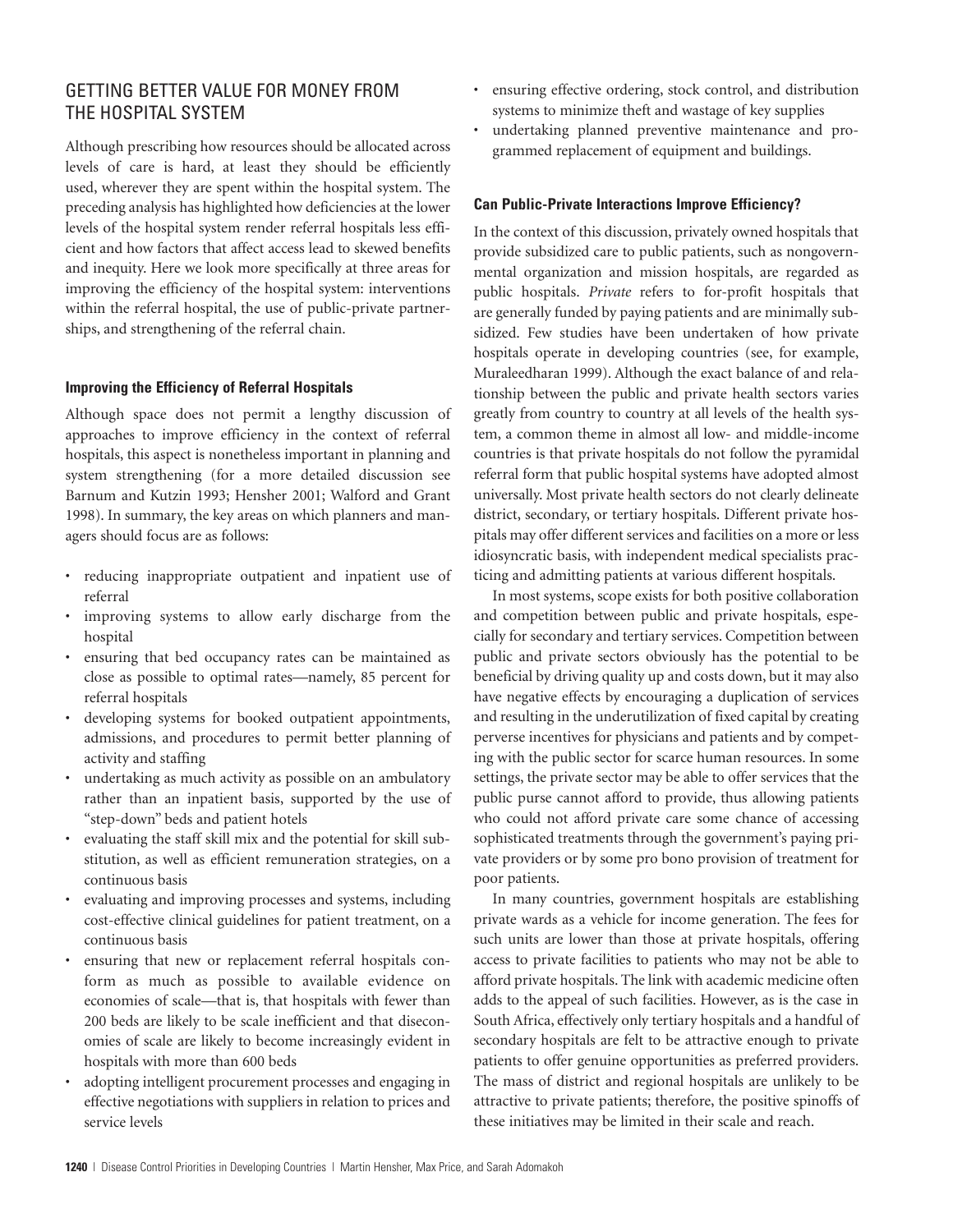## GETTING BETTER VALUE FOR MONEY FROM THE HOSPITAL SYSTEM

Although prescribing how resources should be allocated across levels of care is hard, at least they should be efficiently used, wherever they are spent within the hospital system. The preceding analysis has highlighted how deficiencies at the lower levels of the hospital system render referral hospitals less efficient and how factors that affect access lead to skewed benefits and inequity. Here we look more specifically at three areas for improving the efficiency of the hospital system: interventions within the referral hospital, the use of public-private partnerships, and strengthening of the referral chain.

### Improving the Efficiency of Referral Hospitals

Although space does not permit a lengthy discussion of approaches to improve efficiency in the context of referral hospitals, this aspect is nonetheless important in planning and system strengthening (for a more detailed discussion see Barnum and Kutzin 1993; Hensher 2001; Walford and Grant 1998). In summary, the key areas on which planners and managers should focus are as follows:

- reducing inappropriate outpatient and inpatient use of referral
- improving systems to allow early discharge from the hospital
- ensuring that bed occupancy rates can be maintained as close as possible to optimal rates—namely, 85 percent for referral hospitals
- developing systems for booked outpatient appointments, admissions, and procedures to permit better planning of activity and staffing
- undertaking as much activity as possible on an ambulatory rather than an inpatient basis, supported by the use of "step-down" beds and patient hotels
- evaluating the staff skill mix and the potential for skill substitution, as well as efficient remuneration strategies, on a continuous basis
- evaluating and improving processes and systems, including cost-effective clinical guidelines for patient treatment, on a continuous basis
- ensuring that new or replacement referral hospitals conform as much as possible to available evidence on economies of scale—that is, that hospitals with fewer than 200 beds are likely to be scale inefficient and that diseconomies of scale are likely to become increasingly evident in hospitals with more than 600 beds
- adopting intelligent procurement processes and engaging in effective negotiations with suppliers in relation to prices and service levels
- ensuring effective ordering, stock control, and distribution systems to minimize theft and wastage of key supplies
- undertaking planned preventive maintenance and programmed replacement of equipment and buildings.

### Can Public-Private Interactions Improve Efficiency?

In the context of this discussion, privately owned hospitals that provide subsidized care to public patients, such as nongovernmental organization and mission hospitals, are regarded as public hospitals. *Private* refers to for-profit hospitals that are generally funded by paying patients and are minimally subsidized. Few studies have been undertaken of how private hospitals operate in developing countries (see, for example, Muraleedharan 1999). Although the exact balance of and relationship between the public and private health sectors varies greatly from country to country at all levels of the health system, a common theme in almost all low- and middle-income countries is that private hospitals do not follow the pyramidal referral form that public hospital systems have adopted almost universally. Most private health sectors do not clearly delineate district, secondary, or tertiary hospitals. Different private hospitals may offer different services and facilities on a more or less idiosyncratic basis, with independent medical specialists practicing and admitting patients at various different hospitals.

In most systems, scope exists for both positive collaboration and competition between public and private hospitals, especially for secondary and tertiary services. Competition between public and private sectors obviously has the potential to be beneficial by driving quality up and costs down, but it may also have negative effects by encouraging a duplication of services and resulting in the underutilization of fixed capital by creating perverse incentives for physicians and patients and by competing with the public sector for scarce human resources. In some settings, the private sector may be able to offer services that the public purse cannot afford to provide, thus allowing patients who could not afford private care some chance of accessing sophisticated treatments through the government's paying private providers or by some pro bono provision of treatment for poor patients.

In many countries, government hospitals are establishing private wards as a vehicle for income generation. The fees for such units are lower than those at private hospitals, offering access to private facilities to patients who may not be able to afford private hospitals. The link with academic medicine often adds to the appeal of such facilities. However, as is the case in South Africa, effectively only tertiary hospitals and a handful of secondary hospitals are felt to be attractive enough to private patients to offer genuine opportunities as preferred providers. The mass of district and regional hospitals are unlikely to be attractive to private patients; therefore, the positive spinoffs of these initiatives may be limited in their scale and reach.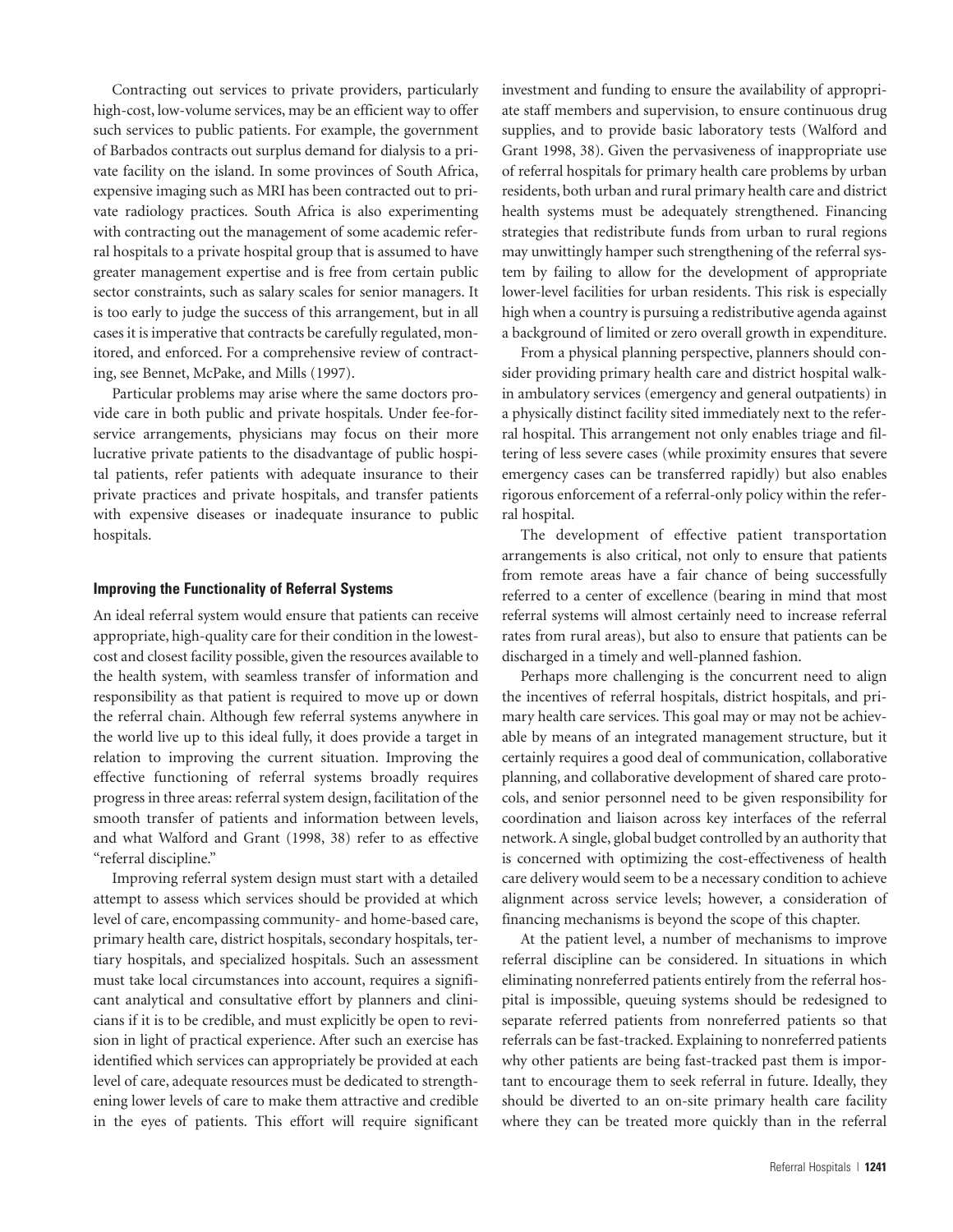Contracting out services to private providers, particularly high-cost, low-volume services, may be an efficient way to offer such services to public patients. For example, the government of Barbados contracts out surplus demand for dialysis to a private facility on the island. In some provinces of South Africa, expensive imaging such as MRI has been contracted out to private radiology practices. South Africa is also experimenting with contracting out the management of some academic referral hospitals to a private hospital group that is assumed to have greater management expertise and is free from certain public sector constraints, such as salary scales for senior managers. It is too early to judge the success of this arrangement, but in all cases it is imperative that contracts be carefully regulated, monitored, and enforced. For a comprehensive review of contracting, see Bennet, McPake, and Mills (1997).

Particular problems may arise where the same doctors provide care in both public and private hospitals. Under fee-for-service arrangements, physicians may focus on their more lucrative private patients to the disadvantage of public hospital patients, refer patients with adequate insurance to their private practices and private hospitals, and transfer patients with expensive diseases or inadequate insurance to public hospitals.

### Improving the Functionality of Referral Systems

An ideal referral system would ensure that patients can receive appropriate, high-quality care for their condition in the lowest-cost and closest facility possible, given the resources available to the health system, with seamless transfer of information and responsibility as that patient is required to move up or down the referral chain. Although few referral systems anywhere in the world live up to this ideal fully, it does provide a target in relation to improving the current situation. Improving the effective functioning of referral systems broadly requires progress in three areas: referral system design, facilitation of the smooth transfer of patients and information between levels, and what Walford and Grant (1998, 38) refer to as effective "referral discipline."

Improving referral system design must start with a detailed attempt to assess which services should be provided at which level of care, encompassing community- and home-based care, primary health care, district hospitals, secondary hospitals, tertiary hospitals, and specialized hospitals. Such an assessment must take local circumstances into account, requires a significant analytical and consultative effort by planners and clinicians if it is to be credible, and must explicitly be open to revision in light of practical experience. After such an exercise has identified which services can appropriately be provided at each level of care, adequate resources must be dedicated to strengthening lower levels of care to make them attractive and credible in the eyes of patients. This effort will require significant investment and funding to ensure the availability of appropriate staff members and supervision, to ensure continuous drug supplies, and to provide basic laboratory tests (Walford and Grant 1998, 38). Given the pervasiveness of inappropriate use of referral hospitals for primary health care problems by urban residents, both urban and rural primary health care and district health systems must be adequately strengthened. Financing strategies that redistribute funds from urban to rural regions may unwittingly hamper such strengthening of the referral system by failing to allow for the development of appropriate lower-level facilities for urban residents. This risk is especially high when a country is pursuing a redistributive agenda against a background of limited or zero overall growth in expenditure.

From a physical planning perspective, planners should consider providing primary health care and district hospital walk-in ambulatory services (emergency and general outpatients) in a physically distinct facility sited immediately next to the referral hospital. This arrangement not only enables triage and filtering of less severe cases (while proximity ensures that severe emergency cases can be transferred rapidly) but also enables rigorous enforcement of a referral-only policy within the referral hospital.

The development of effective patient transportation arrangements is also critical, not only to ensure that patients from remote areas have a fair chance of being successfully referred to a center of excellence (bearing in mind that most referral systems will almost certainly need to increase referral rates from rural areas), but also to ensure that patients can be discharged in a timely and well-planned fashion.

Perhaps more challenging is the concurrent need to align the incentives of referral hospitals, district hospitals, and primary health care services. This goal may or may not be achievable by means of an integrated management structure, but it certainly requires a good deal of communication, collaborative planning, and collaborative development of shared care protocols, and senior personnel need to be given responsibility for coordination and liaison across key interfaces of the referral network. A single, global budget controlled by an authority that is concerned with optimizing the cost-effectiveness of health care delivery would seem to be a necessary condition to achieve alignment across service levels; however, a consideration of financing mechanisms is beyond the scope of this chapter.

At the patient level, a number of mechanisms to improve referral discipline can be considered. In situations in which eliminating nonreferred patients entirely from the referral hospital is impossible, queuing systems should be redesigned to separate referred patients from nonreferred patients so that referrals can be fast-tracked. Explaining to nonreferred patients why other patients are being fast-tracked past them is important to encourage them to seek referral in future. Ideally, they should be diverted to an on-site primary health care facility where they can be treated more quickly than in the referral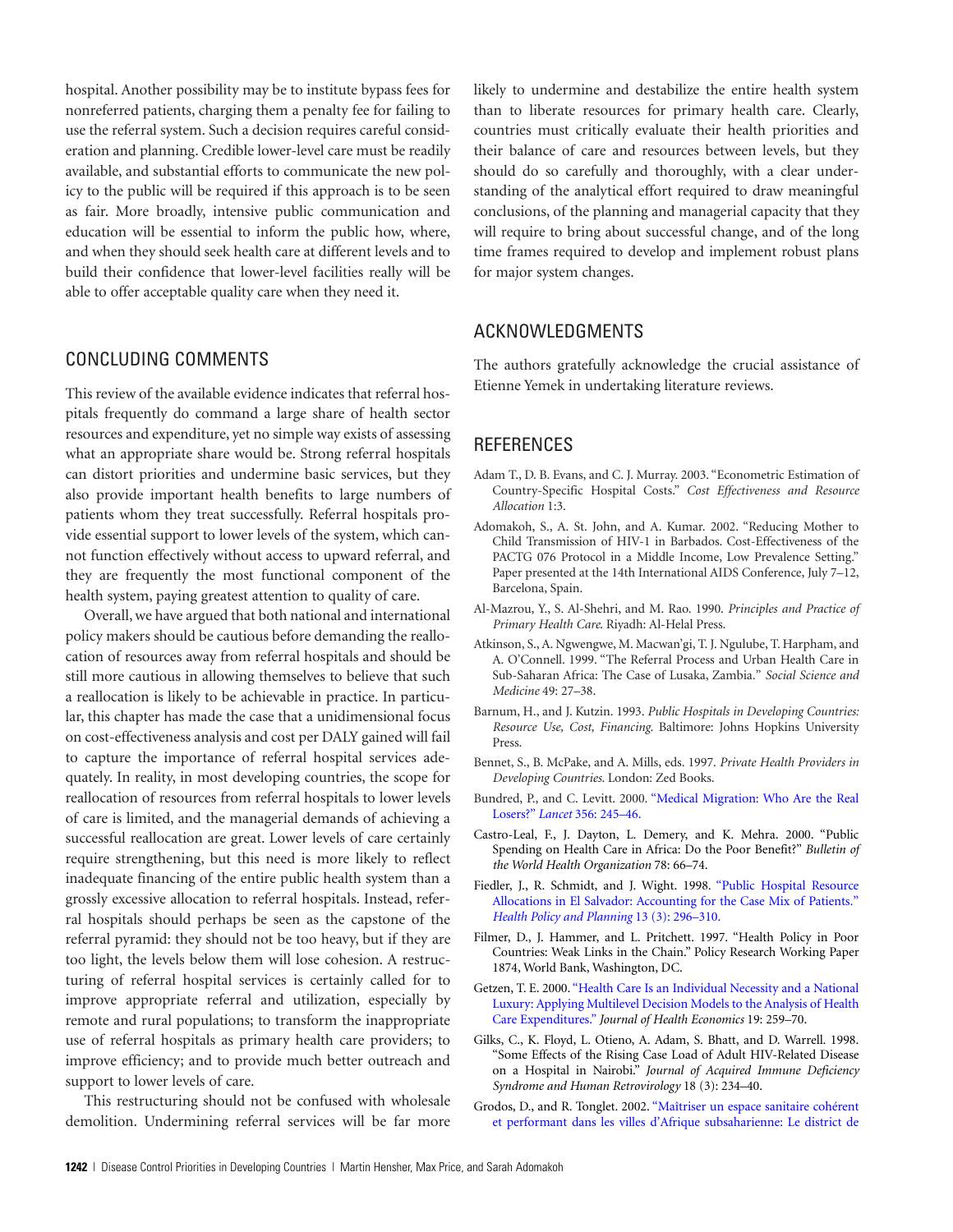hospital. Another possibility may be to institute bypass fees for nonreferred patients, charging them a penalty fee for failing to use the referral system. Such a decision requires careful consideration and planning. Credible lower-level care must be readily available, and substantial efforts to communicate the new policy to the public will be required if this approach is to be seen as fair. More broadly, intensive public communication and education will be essential to inform the public how, where, and when they should seek health care at different levels and to build their confidence that lower-level facilities really will be able to offer acceptable quality care when they need it.

## CONCLUDING COMMENTS

This review of the available evidence indicates that referral hospitals frequently do command a large share of health sector resources and expenditure, yet no simple way exists of assessing what an appropriate share would be. Strong referral hospitals can distort priorities and undermine basic services, but they also provide important health benefits to large numbers of patients whom they treat successfully. Referral hospitals provide essential support to lower levels of the system, which cannot function effectively without access to upward referral, and they are frequently the most functional component of the health system, paying greatest attention to quality of care.

Overall, we have argued that both national and international policy makers should be cautious before demanding the reallocation of resources away from referral hospitals and should be still more cautious in allowing themselves to believe that such a reallocation is likely to be achievable in practice. In particular, this chapter has made the case that a unidimensional focus on cost-effectiveness analysis and cost per DALY gained will fail to capture the importance of referral hospital services adequately. In reality, in most developing countries, the scope for reallocation of resources from referral hospitals to lower levels of care is limited, and the managerial demands of achieving a successful reallocation are great. Lower levels of care certainly require strengthening, but this need is more likely to reflect inadequate financing of the entire public health system than a grossly excessive allocation to referral hospitals. Instead, referral hospitals should perhaps be seen as the capstone of the referral pyramid: they should not be too heavy, but if they are too light, the levels below them will lose cohesion. A restructuring of referral hospital services is certainly called for to improve appropriate referral and utilization, especially by remote and rural populations; to transform the inappropriate use of referral hospitals as primary health care providers; to improve efficiency; and to provide much better outreach and support to lower levels of care.

This restructuring should not be confused with wholesale demolition. Undermining referral services will be far more likely to undermine and destabilize the entire health system than to liberate resources for primary health care. Clearly, countries must critically evaluate their health priorities and their balance of care and resources between levels, but they should do so carefully and thoroughly, with a clear understanding of the analytical effort required to draw meaningful conclusions, of the planning and managerial capacity that they will require to bring about successful change, and of the long time frames required to develop and implement robust plans for major system changes.

## ACKNOWLEDGMENTS

The authors gratefully acknowledge the crucial assistance of Etienne Yemek in undertaking literature reviews.

## REFERENCES

Adam T., D. B. Evans, and C. J. Murray. 2003. "Econometric Estimation of Country-Specific Hospital Costs." *Cost Effectiveness and Resource Allocation* 1:3.

Adomakoh, S., A. St. John, and A. Kumar. 2002. "Reducing Mother to Child Transmission of HIV-1 in Barbados. Cost-Effectiveness of the PACTG 076 Protocol in a Middle Income, Low Prevalence Setting." Paper presented at the 14th International AIDS Conference, July 7–12, Barcelona, Spain.

Al-Mazrou, Y., S. Al-Shehri, and M. Rao. 1990. *Principles and Practice of Primary Health Care.* Riyadh: Al-Helal Press.

Atkinson, S., A. Ngwengwe, M. Macwan'gi, T. J. Ngulube, T. Harpham, and A. O'Connell. 1999. "The Referral Process and Urban Health Care in Sub-Saharan Africa: The Case of Lusaka, Zambia." *Social Science and Medicine* 49: 27–38.

Barnum, H., and J. Kutzin. 1993. *Public Hospitals in Developing Countries: Resource Use, Cost, Financing.* Baltimore: Johns Hopkins University Press.

Bennet, S., B. McPake, and A. Mills, eds. 1997. *Private Health Providers in Developing Countries.* London: Zed Books.

Bundred, P., and C. Levitt. 2000. "Medical Migration: Who Are the Real Losers?" *Lancet* 356: 245–46.

Castro-Leal, F., J. Dayton, L. Demery, and K. Mehra. 2000. "Public Spending on Health Care in Africa: Do the Poor Benefit?" *Bulletin of the World Health Organization* 78: 66–74.

Fiedler, J., R. Schmidt, and J. Wight. 1998. "Public Hospital Resource Allocations in El Salvador: Accounting for the Case Mix of Patients." *Health Policy and Planning* 13 (3): 296–310.

Filmer, D., J. Hammer, and L. Pritchett. 1997. "Health Policy in Poor Countries: Weak Links in the Chain." Policy Research Working Paper 1874, World Bank, Washington, DC.

Getzen, T. E. 2000. "Health Care Is an Individual Necessity and a National Luxury: Applying Multilevel Decision Models to the Analysis of Health Care Expenditures." *Journal of Health Economics* 19: 259–70.

Gilks, C., K. Floyd, L. Otieno, A. Adam, S. Bhatt, and D. Warrell. 1998. "Some Effects of the Rising Case Load of Adult HIV-Related Disease on a Hospital in Nairobi." *Journal of Acquired Immune Deficiency Syndrome and Human Retrovirology* 18 (3): 234–40.

Grodos, D., and R. Tonglet. 2002. "Maîtriser un espace sanitaire cohérent et performant dans les villes d'Afrique subsaharienne: Le district de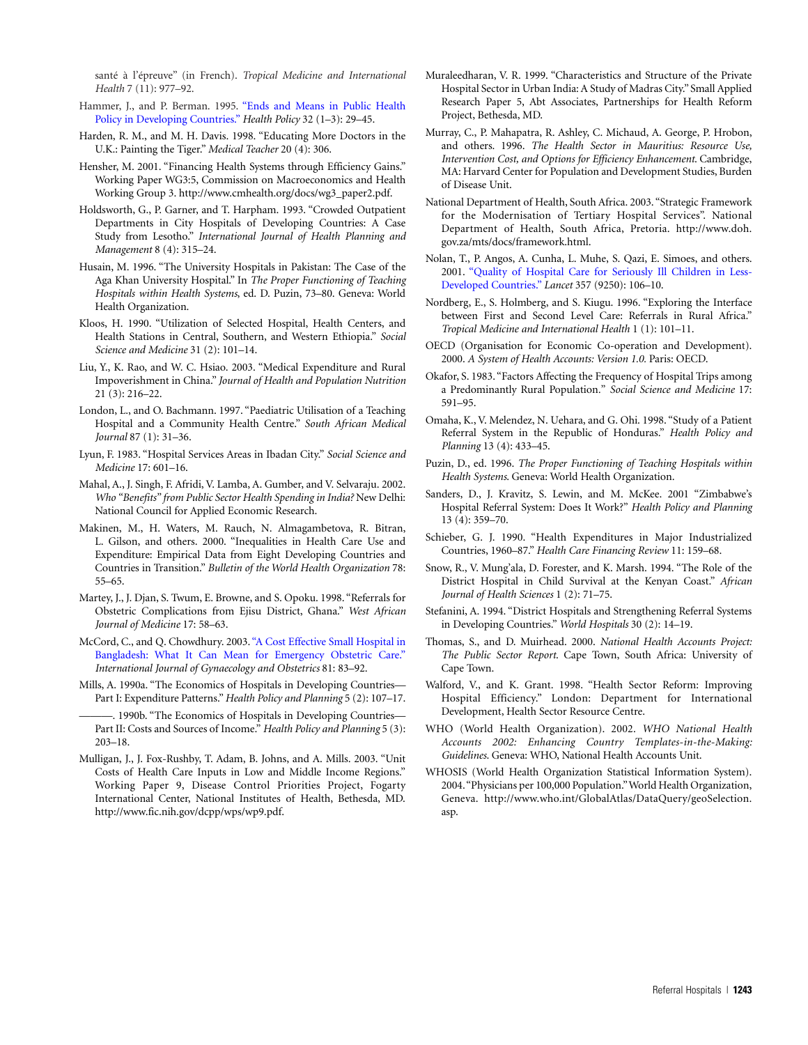santé à l'épreuve" (in French). *Tropical Medicine and International Health* 7 (11): 977–92.

Hammer, J., and P. Berman. 1995. "Ends and Means in Public Health Policy in Developing Countries." *Health Policy* 32 (1–3): 29–45.

Harden, R. M., and M. H. Davis. 1998. "Educating More Doctors in the U.K.: Painting the Tiger." *Medical Teacher* 20 (4): 306.

Hensher, M. 2001. "Financing Health Systems through Efficiency Gains." Working Paper WG3:5, Commission on Macroeconomics and Health Working Group 3. http://www.cmhealth.org/docs/wg3_paper2.pdf.

Holdsworth, G., P. Garner, and T. Harpham. 1993. "Crowded Outpatient Departments in City Hospitals of Developing Countries: A Case Study from Lesotho." *International Journal of Health Planning and Management* 8 (4): 315–24.

Husain, M. 1996. "The University Hospitals in Pakistan: The Case of the Aga Khan University Hospital." In *The Proper Functioning of Teaching Hospitals within Health Systems*, ed. D. Puzin, 73–80. Geneva: World Health Organization.

Kloos, H. 1990. "Utilization of Selected Hospital, Health Centers, and Health Stations in Central, Southern, and Western Ethiopia." *Social Science and Medicine* 31 (2): 101–14.

Liu, Y., K. Rao, and W. C. Hsiao. 2003. "Medical Expenditure and Rural Impoverishment in China." *Journal of Health and Population Nutrition* 21 (3): 216–22.

London, L., and O. Bachmann. 1997. "Paediatric Utilisation of a Teaching Hospital and a Community Health Centre." *South African Medical Journal* 87 (1): 31–36.

Lyun, F. 1983. "Hospital Services Areas in Ibadan City." *Social Science and Medicine* 17: 601–16.

Mahal, A., J. Singh, F. Afridi, V. Lamba, A. Gumber, and V. Selvaraju. 2002. *Who "Benefits" from Public Sector Health Spending in India?* New Delhi: National Council for Applied Economic Research.

Makinen, M., H. Waters, M. Rauch, N. Almagambetova, R. Bitran, L. Gilson, and others. 2000. "Inequalities in Health Care Use and Expenditure: Empirical Data from Eight Developing Countries and Countries in Transition." *Bulletin of the World Health Organization* 78: 55–65.

Martey, J., J. Djan, S. Twum, E. Browne, and S. Opoku. 1998. "Referrals for Obstetric Complications from Ejisu District, Ghana." *West African Journal of Medicine* 17: 58–63.

McCord, C., and Q. Chowdhury. 2003. "A Cost Effective Small Hospital in Bangladesh: What It Can Mean for Emergency Obstetric Care." *International Journal of Gynaecology and Obstetrics* 81: 83–92.

Mills, A. 1990a. "The Economics of Hospitals in Developing Countries—Part I: Expenditure Patterns." *Health Policy and Planning* 5 (2): 107–17.

———. 1990b. "The Economics of Hospitals in Developing Countries—Part II: Costs and Sources of Income." *Health Policy and Planning* 5 (3): 203–18.

Mulligan, J., J. Fox-Rushby, T. Adam, B. Johns, and A. Mills. 2003. "Unit Costs of Health Care Inputs in Low and Middle Income Regions." Working Paper 9, Disease Control Priorities Project, Fogarty International Center, National Institutes of Health, Bethesda, MD. http://www.fic.nih.gov/dcpp/wps/wp9.pdf.

Muraleedharan, V. R. 1999. "Characteristics and Structure of the Private Hospital Sector in Urban India: A Study of Madras City." Small Applied Research Paper 5, Abt Associates, Partnerships for Health Reform Project, Bethesda, MD.

Murray, C., P. Mahapatra, R. Ashley, C. Michaud, A. George, P. Hrobon, and others. 1996. *The Health Sector in Mauritius: Resource Use, Intervention Cost, and Options for Efficiency Enhancement.* Cambridge, MA: Harvard Center for Population and Development Studies, Burden of Disease Unit.

National Department of Health, South Africa. 2003. "Strategic Framework for the Modernisation of Tertiary Hospital Services". National Department of Health, South Africa, Pretoria. http://www.doh.gov.za/mts/docs/framework.html.

Nolan, T., P. Angos, A. Cunha, L. Muhe, S. Qazi, E. Simoes, and others. 2001. "Quality of Hospital Care for Seriously Ill Children in Less-Developed Countries." *Lancet* 357 (9250): 106–10.

Nordberg, E., S. Holmberg, and S. Kiugu. 1996. "Exploring the Interface between First and Second Level Care: Referrals in Rural Africa." *Tropical Medicine and International Health* 1 (1): 101–11.

OECD (Organisation for Economic Co-operation and Development). 2000. *A System of Health Accounts: Version 1.0.* Paris: OECD.

Okafor, S. 1983. "Factors Affecting the Frequency of Hospital Trips among a Predominantly Rural Population." *Social Science and Medicine* 17: 591–95.

Omaha, K., V. Melendez, N. Uehara, and G. Ohi. 1998. "Study of a Patient Referral System in the Republic of Honduras." *Health Policy and Planning* 13 (4): 433–45.

Puzin, D., ed. 1996. *The Proper Functioning of Teaching Hospitals within Health Systems*. Geneva: World Health Organization.

Sanders, D., J. Kravitz, S. Lewin, and M. McKee. 2001 "Zimbabwe's Hospital Referral System: Does It Work?" *Health Policy and Planning* 13 (4): 359–70.

Schieber, G. J. 1990. "Health Expenditures in Major Industrialized Countries, 1960–87." *Health Care Financing Review* 11: 159–68.

Snow, R., V. Mung'ala, D. Forester, and K. Marsh. 1994. "The Role of the District Hospital in Child Survival at the Kenyan Coast." *African Journal of Health Sciences* 1 (2): 71–75.

Stefanini, A. 1994. "District Hospitals and Strengthening Referral Systems in Developing Countries." *World Hospitals* 30 (2): 14–19.

Thomas, S., and D. Muirhead. 2000. *National Health Accounts Project: The Public Sector Report*. Cape Town, South Africa: University of Cape Town.

Walford, V., and K. Grant. 1998. "Health Sector Reform: Improving Hospital Efficiency." London: Department for International Development, Health Sector Resource Centre.

WHO (World Health Organization). 2002. *WHO National Health Accounts 2002: Enhancing Country Templates-in-the-Making: Guidelines*. Geneva: WHO, National Health Accounts Unit.

WHOSIS (World Health Organization Statistical Information System). 2004. "Physicians per 100,000 Population." World Health Organization, Geneva. http://www.who.int/GlobalAtlas/DataQuery/geoSelection.asp.